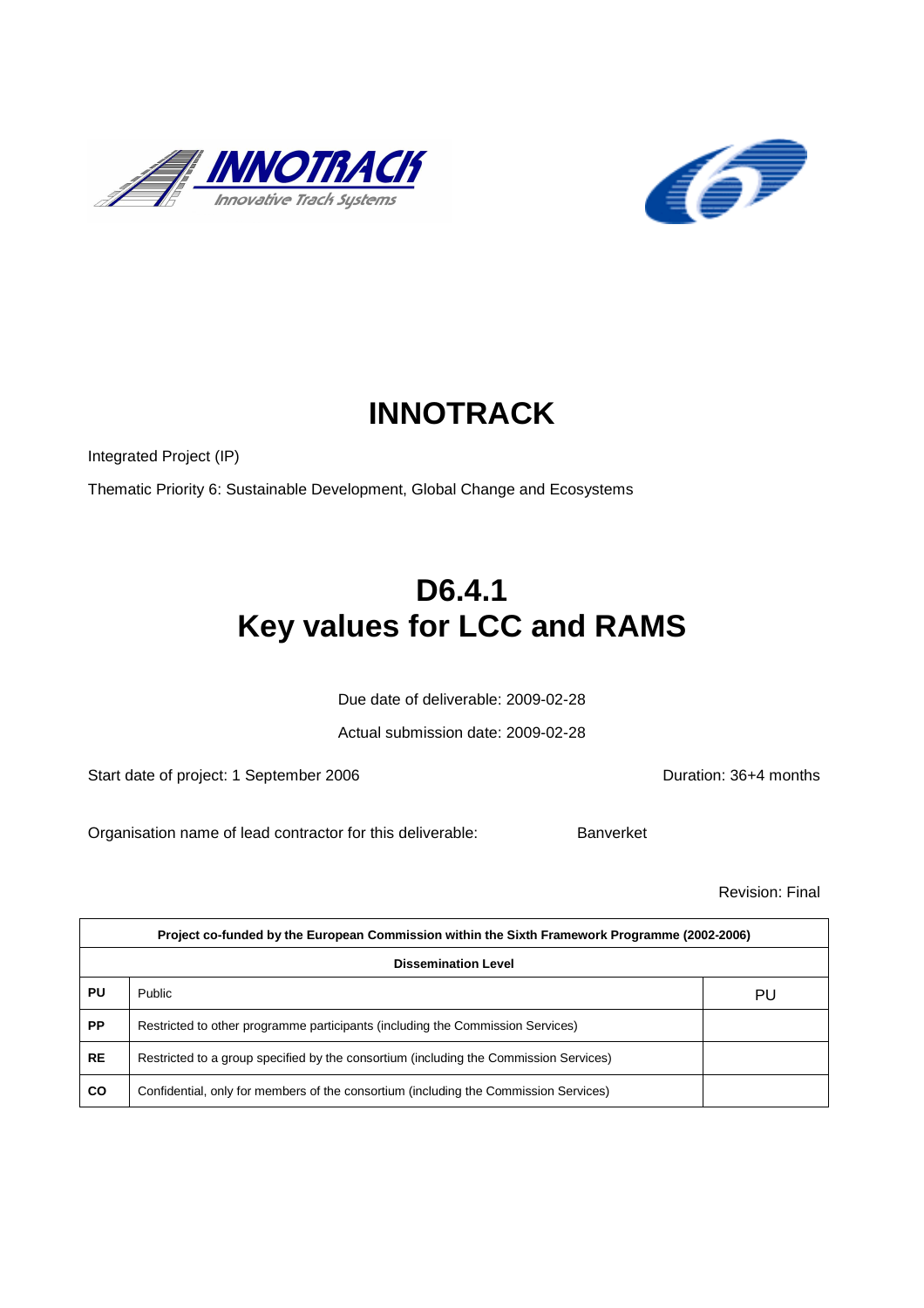# INNOTRACK

Integrated Project (IP)

Thematic Priority 6: Sustainable Development, Global Change and Ecosystems

# D6.4.1
# Key values for LCC and RAMS

Due date of deliverable: 2009-02-28

Actual submission date: 2009-02-28

Start date of project: 1 September 2006

Duration: 36+4 months

Organisation name of lead contractor for this deliverable: Banverket

Revision: Final

| Project co-funded by the European Commission within the Sixth Framework Programme (2002-2006) | | |
|---|---|---|
| **Dissemination Level** | | |
| **PU** | Public | PU |
| **PP** | Restricted to other programme participants (including the Commission Services) | |
| **RE** | Restricted to a group specified by the consortium (including the Commission Services) | |
| **CO** | Confidential, only for members of the consortium (including the Commission Services) | |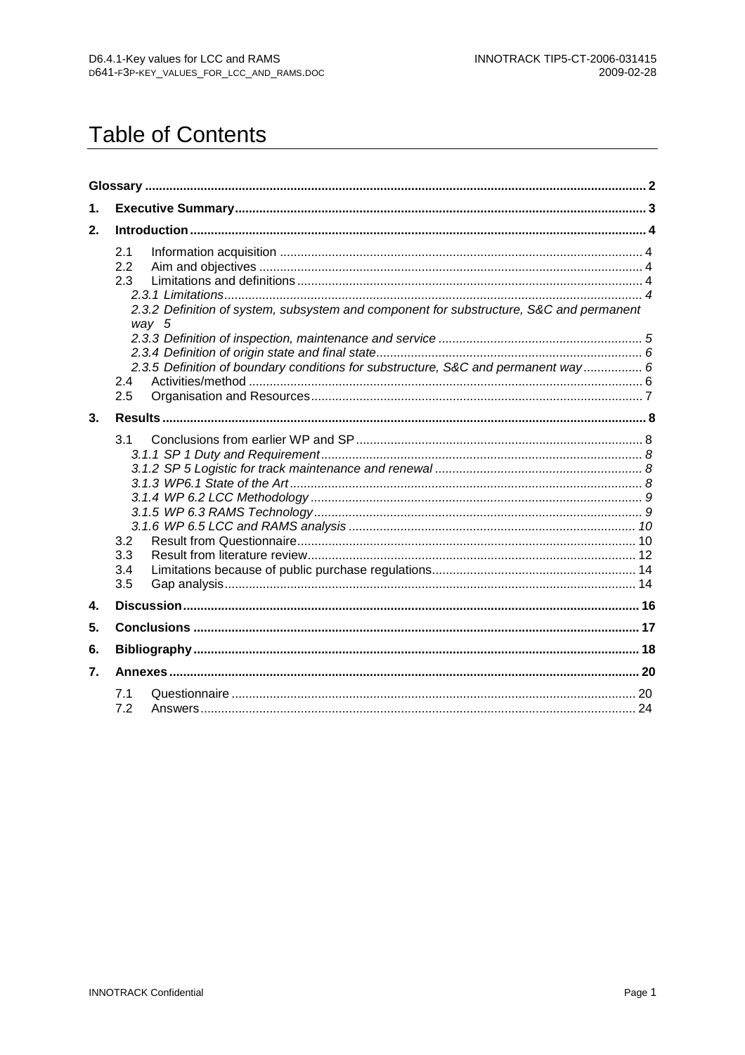# Table of Contents

**Glossary** ... 2

**1. Executive Summary** ... 3

**2. Introduction** ... 4

- 2.1 Information acquisition ... 4
- 2.2 Aim and objectives ... 4
- 2.3 Limitations and definitions ... 4
  - *2.3.1 Limitations* ... 4
  - *2.3.2 Definition of system, subsystem and component for substructure, S&C and permanent way* 5
  - *2.3.3 Definition of inspection, maintenance and service* ... 5
  - *2.3.4 Definition of origin state and final state* ... 6
  - *2.3.5 Definition of boundary conditions for substructure, S&C and permanent way* ... 6
- 2.4 Activities/method ... 6
- 2.5 Organisation and Resources ... 7

**3. Results** ... 8

- 3.1 Conclusions from earlier WP and SP ... 8
  - *3.1.1 SP 1 Duty and Requirement* ... 8
  - *3.1.2 SP 5 Logistic for track maintenance and renewal* ... 8
  - *3.1.3 WP6.1 State of the Art* ... 8
  - *3.1.4 WP 6.2 LCC Methodology* ... 9
  - *3.1.5 WP 6.3 RAMS Technology* ... 9
  - *3.1.6 WP 6.5 LCC and RAMS analysis* ... 10
- 3.2 Result from Questionnaire ... 10
- 3.3 Result from literature review ... 12
- 3.4 Limitations because of public purchase regulations ... 14
- 3.5 Gap analysis ... 14

**4. Discussion** ... 16

**5. Conclusions** ... 17

**6. Bibliography** ... 18

**7. Annexes** ... 20

- 7.1 Questionnaire ... 20
- 7.2 Answers ... 24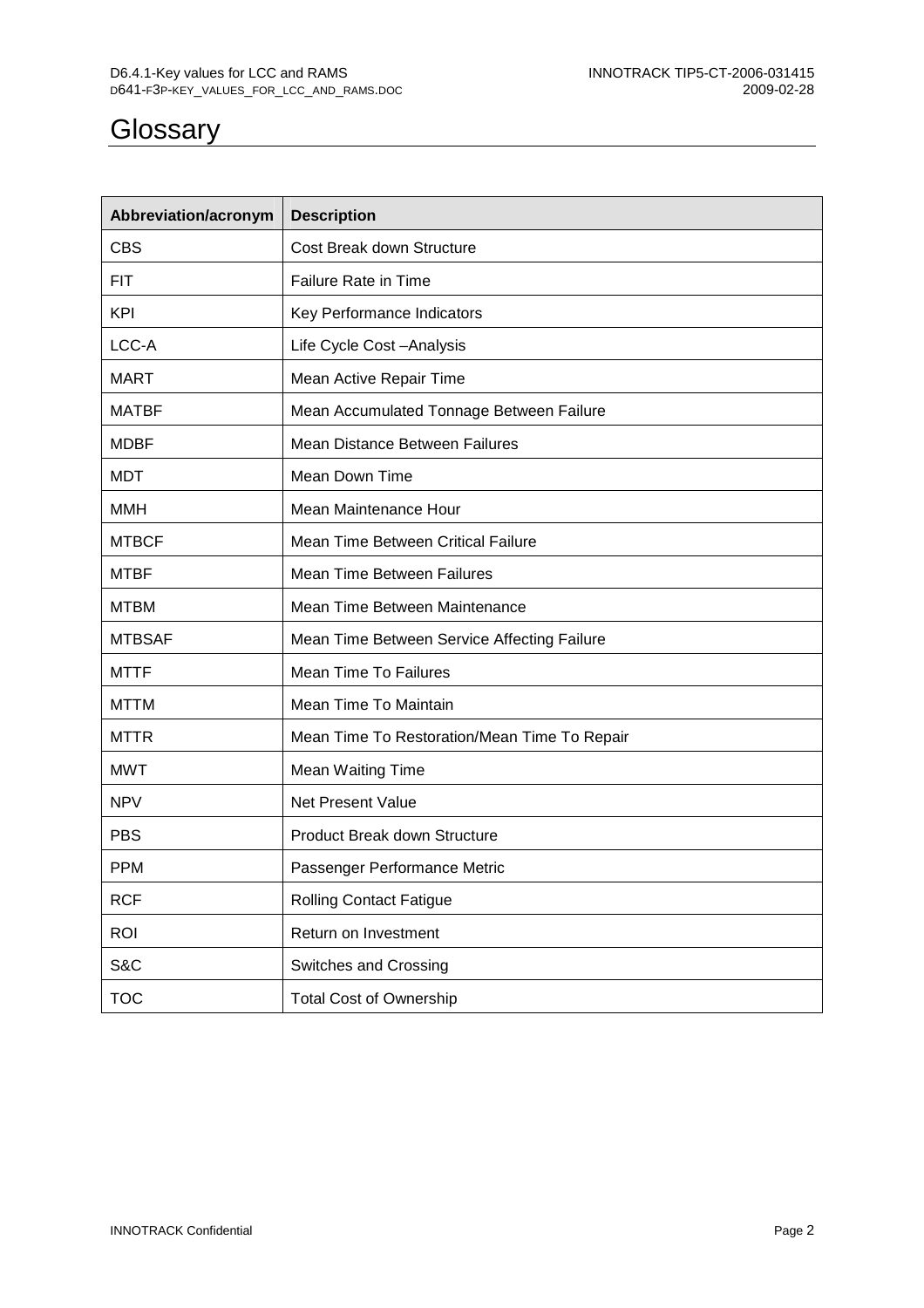# Glossary

| Abbreviation/acronym | Description |
|---|---|
| CBS | Cost Break down Structure |
| FIT | Failure Rate in Time |
| KPI | Key Performance Indicators |
| LCC-A | Life Cycle Cost –Analysis |
| MART | Mean Active Repair Time |
| MATBF | Mean Accumulated Tonnage Between Failure |
| MDBF | Mean Distance Between Failures |
| MDT | Mean Down Time |
| MMH | Mean Maintenance Hour |
| MTBCF | Mean Time Between Critical Failure |
| MTBF | Mean Time Between Failures |
| MTBM | Mean Time Between Maintenance |
| MTBSAF | Mean Time Between Service Affecting Failure |
| MTTF | Mean Time To Failures |
| MTTM | Mean Time To Maintain |
| MTTR | Mean Time To Restoration/Mean Time To Repair |
| MWT | Mean Waiting Time |
| NPV | Net Present Value |
| PBS | Product Break down Structure |
| PPM | Passenger Performance Metric |
| RCF | Rolling Contact Fatigue |
| ROI | Return on Investment |
| S&C | Switches and Crossing |
| TOC | Total Cost of Ownership |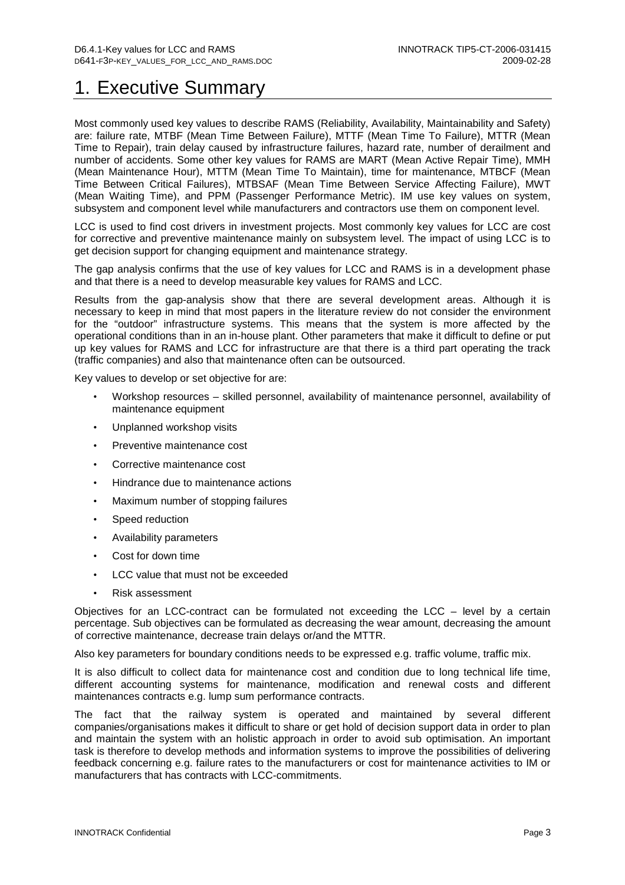# 1. Executive Summary

Most commonly used key values to describe RAMS (Reliability, Availability, Maintainability and Safety) are: failure rate, MTBF (Mean Time Between Failure), MTTF (Mean Time To Failure), MTTR (Mean Time to Repair), train delay caused by infrastructure failures, hazard rate, number of derailment and number of accidents. Some other key values for RAMS are MART (Mean Active Repair Time), MMH (Mean Maintenance Hour), MTTM (Mean Time To Maintain), time for maintenance, MTBCF (Mean Time Between Critical Failures), MTBSAF (Mean Time Between Service Affecting Failure), MWT (Mean Waiting Time), and PPM (Passenger Performance Metric). IM use key values on system, subsystem and component level while manufacturers and contractors use them on component level.

LCC is used to find cost drivers in investment projects. Most commonly key values for LCC are cost for corrective and preventive maintenance mainly on subsystem level. The impact of using LCC is to get decision support for changing equipment and maintenance strategy.

The gap analysis confirms that the use of key values for LCC and RAMS is in a development phase and that there is a need to develop measurable key values for RAMS and LCC.

Results from the gap-analysis show that there are several development areas. Although it is necessary to keep in mind that most papers in the literature review do not consider the environment for the "outdoor" infrastructure systems. This means that the system is more affected by the operational conditions than in an in-house plant. Other parameters that make it difficult to define or put up key values for RAMS and LCC for infrastructure are that there is a third part operating the track (traffic companies) and also that maintenance often can be outsourced.

Key values to develop or set objective for are:

- Workshop resources – skilled personnel, availability of maintenance personnel, availability of maintenance equipment
- Unplanned workshop visits
- Preventive maintenance cost
- Corrective maintenance cost
- Hindrance due to maintenance actions
- Maximum number of stopping failures
- Speed reduction
- Availability parameters
- Cost for down time
- LCC value that must not be exceeded
- Risk assessment

Objectives for an LCC-contract can be formulated not exceeding the LCC – level by a certain percentage. Sub objectives can be formulated as decreasing the wear amount, decreasing the amount of corrective maintenance, decrease train delays or/and the MTTR.

Also key parameters for boundary conditions needs to be expressed e.g. traffic volume, traffic mix.

It is also difficult to collect data for maintenance cost and condition due to long technical life time, different accounting systems for maintenance, modification and renewal costs and different maintenances contracts e.g. lump sum performance contracts.

The fact that the railway system is operated and maintained by several different companies/organisations makes it difficult to share or get hold of decision support data in order to plan and maintain the system with an holistic approach in order to avoid sub optimisation. An important task is therefore to develop methods and information systems to improve the possibilities of delivering feedback concerning e.g. failure rates to the manufacturers or cost for maintenance activities to IM or manufacturers that has contracts with LCC-commitments.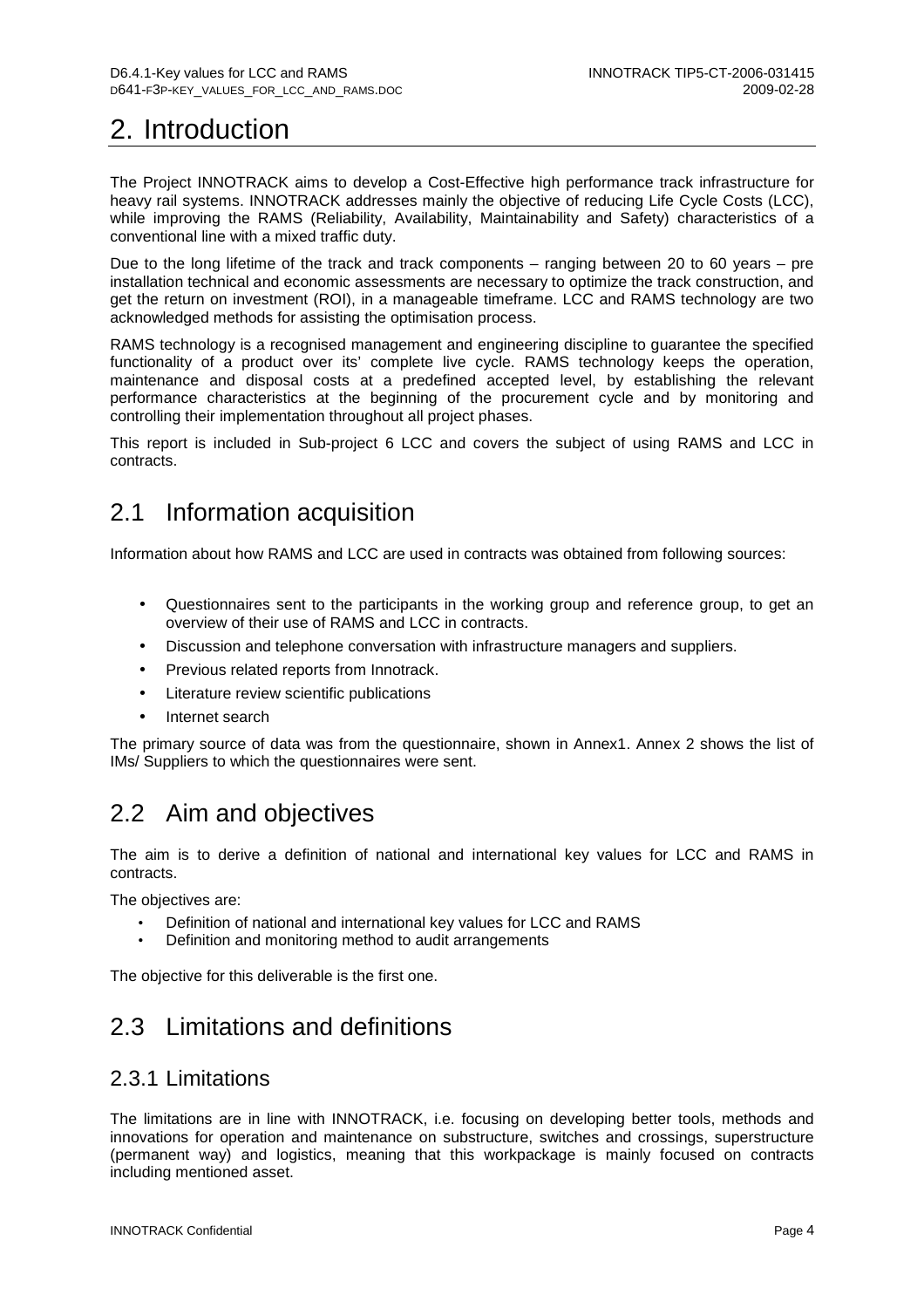# 2. Introduction

The Project INNOTRACK aims to develop a Cost-Effective high performance track infrastructure for heavy rail systems. INNOTRACK addresses mainly the objective of reducing Life Cycle Costs (LCC), while improving the RAMS (Reliability, Availability, Maintainability and Safety) characteristics of a conventional line with a mixed traffic duty.

Due to the long lifetime of the track and track components – ranging between 20 to 60 years – pre installation technical and economic assessments are necessary to optimize the track construction, and get the return on investment (ROI), in a manageable timeframe. LCC and RAMS technology are two acknowledged methods for assisting the optimisation process.

RAMS technology is a recognised management and engineering discipline to guarantee the specified functionality of a product over its' complete live cycle. RAMS technology keeps the operation, maintenance and disposal costs at a predefined accepted level, by establishing the relevant performance characteristics at the beginning of the procurement cycle and by monitoring and controlling their implementation throughout all project phases.

This report is included in Sub-project 6 LCC and covers the subject of using RAMS and LCC in contracts.

## 2.1 Information acquisition

Information about how RAMS and LCC are used in contracts was obtained from following sources:

- Questionnaires sent to the participants in the working group and reference group, to get an overview of their use of RAMS and LCC in contracts.
- Discussion and telephone conversation with infrastructure managers and suppliers.
- Previous related reports from Innotrack.
- Literature review scientific publications
- Internet search

The primary source of data was from the questionnaire, shown in Annex1. Annex 2 shows the list of IMs/ Suppliers to which the questionnaires were sent.

## 2.2 Aim and objectives

The aim is to derive a definition of national and international key values for LCC and RAMS in contracts.

The objectives are:

- Definition of national and international key values for LCC and RAMS
- Definition and monitoring method to audit arrangements

The objective for this deliverable is the first one.

## 2.3 Limitations and definitions

### 2.3.1 Limitations

The limitations are in line with INNOTRACK, i.e. focusing on developing better tools, methods and innovations for operation and maintenance on substructure, switches and crossings, superstructure (permanent way) and logistics, meaning that this workpackage is mainly focused on contracts including mentioned asset.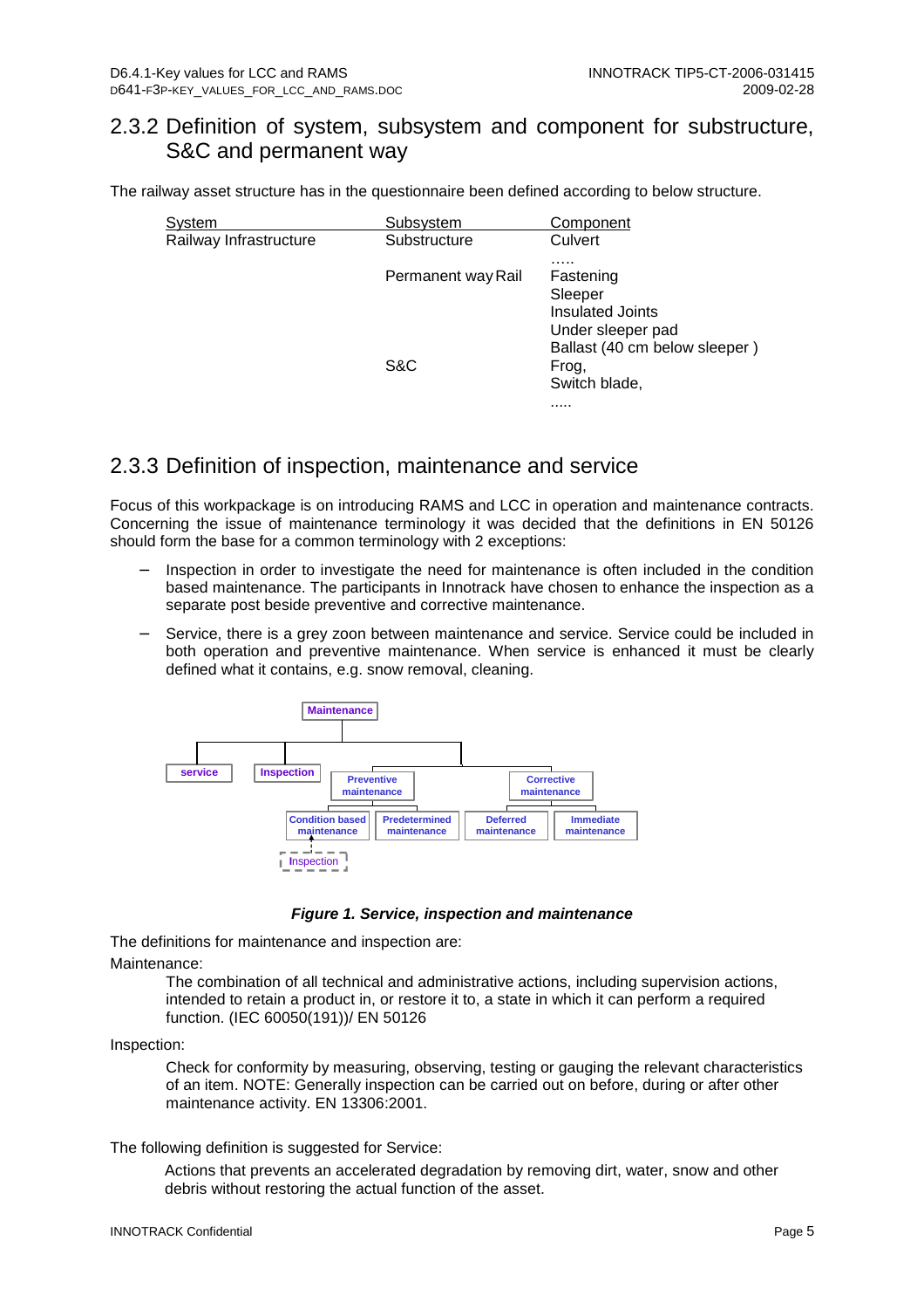## 2.3.2 Definition of system, subsystem and component for substructure, S&C and permanent way

The railway asset structure has in the questionnaire been defined according to below structure.

| System | Subsystem | Component |
|---|---|---|
| Railway Infrastructure | Substructure | Culvert |
| | | ….. |
| | Permanent way | Rail |
| | | Fastening |
| | | Sleeper |
| | | Insulated Joints |
| | | Under sleeper pad |
| | | Ballast (40 cm below sleeper ) |
| | S&C | Frog, |
| | | Switch blade, |
| | | ….. |

## 2.3.3 Definition of inspection, maintenance and service

Focus of this workpackage is on introducing RAMS and LCC in operation and maintenance contracts. Concerning the issue of maintenance terminology it was decided that the definitions in EN 50126 should form the base for a common terminology with 2 exceptions:

- Inspection in order to investigate the need for maintenance is often included in the condition based maintenance. The participants in Innotrack have chosen to enhance the inspection as a separate post beside preventive and corrective maintenance.
- Service, there is a grey zoon between maintenance and service. Service could be included in both operation and preventive maintenance. When service is enhanced it must be clearly defined what it contains, e.g. snow removal, cleaning.

Maintenance
- service
- Inspection
- Preventive maintenance
  - Condition based maintenance
    - Inspection
  - Predetermined maintenance
- Corrective maintenance
  - Deferred maintenance
  - Immediate maintenance

***Figure 1. Service, inspection and maintenance***

The definitions for maintenance and inspection are:

Maintenance:

> The combination of all technical and administrative actions, including supervision actions, intended to retain a product in, or restore it to, a state in which it can perform a required function. (IEC 60050(191))/ EN 50126

Inspection:

> Check for conformity by measuring, observing, testing or gauging the relevant characteristics of an item. NOTE: Generally inspection can be carried out on before, during or after other maintenance activity. EN 13306:2001.

The following definition is suggested for Service:

> Actions that prevents an accelerated degradation by removing dirt, water, snow and other debris without restoring the actual function of the asset.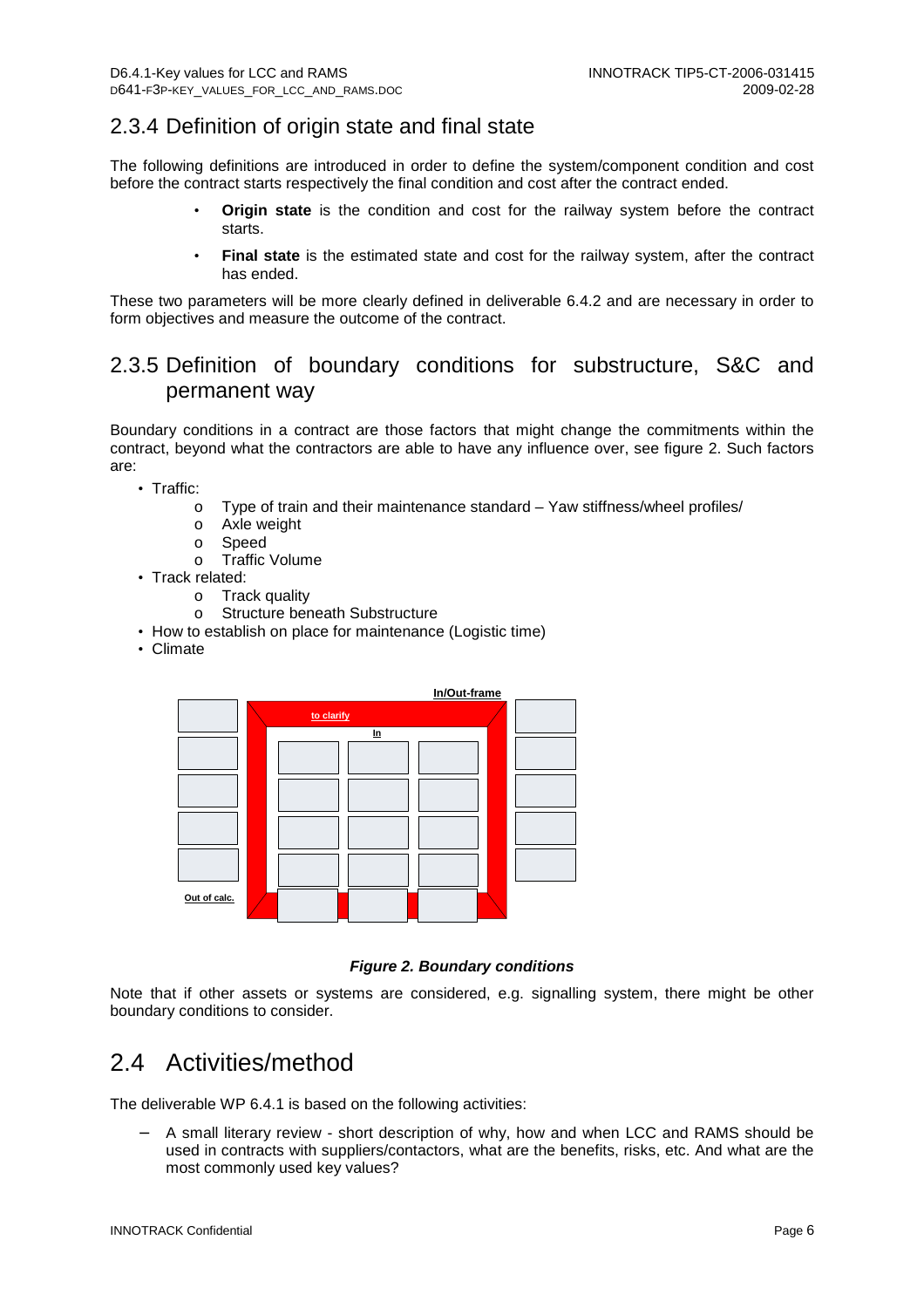### 2.3.4 Definition of origin state and final state

The following definitions are introduced in order to define the system/component condition and cost before the contract starts respectively the final condition and cost after the contract ended.

- **Origin state** is the condition and cost for the railway system before the contract starts.
- **Final state** is the estimated state and cost for the railway system, after the contract has ended.

These two parameters will be more clearly defined in deliverable 6.4.2 and are necessary in order to form objectives and measure the outcome of the contract.

### 2.3.5 Definition of boundary conditions for substructure, S&C and permanent way

Boundary conditions in a contract are those factors that might change the commitments within the contract, beyond what the contractors are able to have any influence over, see figure 2. Such factors are:

- Traffic:
  - Type of train and their maintenance standard – Yaw stiffness/wheel profiles/
  - Axle weight
  - Speed
  - Traffic Volume
- Track related:
  - Track quality
  - Structure beneath Substructure
- How to establish on place for maintenance (Logistic time)
- Climate

In/Out-frame

to clarify

In

Out of calc.

***Figure 2. Boundary conditions***

Note that if other assets or systems are considered, e.g. signalling system, there might be other boundary conditions to consider.

## 2.4 Activities/method

The deliverable WP 6.4.1 is based on the following activities:

- A small literary review - short description of why, how and when LCC and RAMS should be used in contracts with suppliers/contactors, what are the benefits, risks, etc. And what are the most commonly used key values?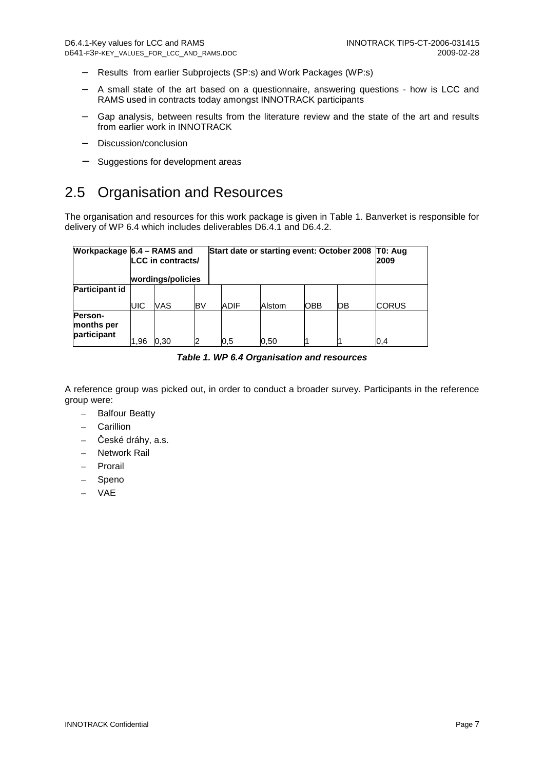- Results from earlier Subprojects (SP:s) and Work Packages (WP:s)
- A small state of the art based on a questionnaire, answering questions - how is LCC and RAMS used in contracts today amongst INNOTRACK participants
- Gap analysis, between results from the literature review and the state of the art and results from earlier work in INNOTRACK
- Discussion/conclusion
- Suggestions for development areas

## 2.5 Organisation and Resources

The organisation and resources for this work package is given in Table 1. Banverket is responsible for delivery of WP 6.4 which includes deliverables D6.4.1 and D6.4.2.

| **Workpackage** | **6.4 – RAMS and LCC in contracts/ wordings/policies** | | | **Start date or starting event: October 2008** | | | | **T0: Aug 2009** |
|---|---|---|---|---|---|---|---|---|
| **Participant id** | UIC | VAS | BV | ADIF | Alstom | OBB | DB | CORUS |
| **Person-months per participant** | 1,96 | 0,30 | 2 | 0,5 | 0,50 | 1 | 1 | 0,4 |

***Table 1. WP 6.4 Organisation and resources***

A reference group was picked out, in order to conduct a broader survey. Participants in the reference group were:

- Balfour Beatty
- Carillion
- České dráhy, a.s.
- Network Rail
- Prorail
- Speno
- VAE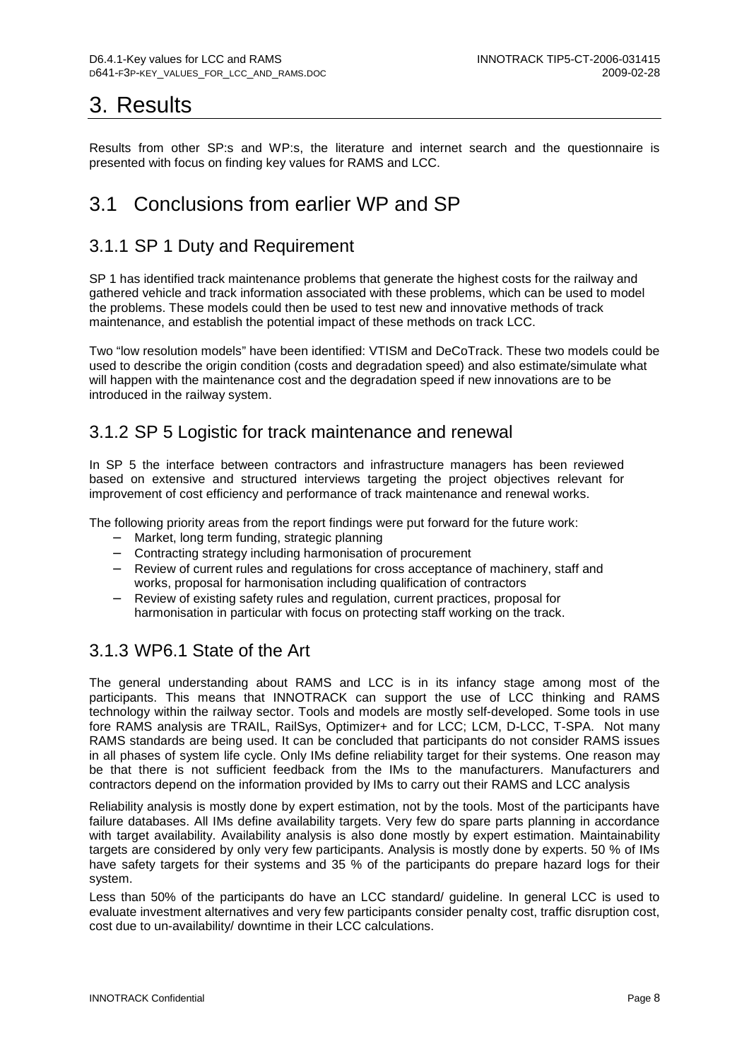# 3. Results

Results from other SP:s and WP:s, the literature and internet search and the questionnaire is presented with focus on finding key values for RAMS and LCC.

## 3.1 Conclusions from earlier WP and SP

### 3.1.1 SP 1 Duty and Requirement

SP 1 has identified track maintenance problems that generate the highest costs for the railway and gathered vehicle and track information associated with these problems, which can be used to model the problems. These models could then be used to test new and innovative methods of track maintenance, and establish the potential impact of these methods on track LCC.

Two "low resolution models" have been identified: VTISM and DeCoTrack. These two models could be used to describe the origin condition (costs and degradation speed) and also estimate/simulate what will happen with the maintenance cost and the degradation speed if new innovations are to be introduced in the railway system.

### 3.1.2 SP 5 Logistic for track maintenance and renewal

In SP 5 the interface between contractors and infrastructure managers has been reviewed based on extensive and structured interviews targeting the project objectives relevant for improvement of cost efficiency and performance of track maintenance and renewal works.

The following priority areas from the report findings were put forward for the future work:

- Market, long term funding, strategic planning
- Contracting strategy including harmonisation of procurement
- Review of current rules and regulations for cross acceptance of machinery, staff and works, proposal for harmonisation including qualification of contractors
- Review of existing safety rules and regulation, current practices, proposal for harmonisation in particular with focus on protecting staff working on the track.

### 3.1.3 WP6.1 State of the Art

The general understanding about RAMS and LCC is in its infancy stage among most of the participants. This means that INNOTRACK can support the use of LCC thinking and RAMS technology within the railway sector. Tools and models are mostly self-developed. Some tools in use fore RAMS analysis are TRAIL, RailSys, Optimizer+ and for LCC; LCM, D-LCC, T-SPA. Not many RAMS standards are being used. It can be concluded that participants do not consider RAMS issues in all phases of system life cycle. Only IMs define reliability target for their systems. One reason may be that there is not sufficient feedback from the IMs to the manufacturers. Manufacturers and contractors depend on the information provided by IMs to carry out their RAMS and LCC analysis

Reliability analysis is mostly done by expert estimation, not by the tools. Most of the participants have failure databases. All IMs define availability targets. Very few do spare parts planning in accordance with target availability. Availability analysis is also done mostly by expert estimation. Maintainability targets are considered by only very few participants. Analysis is mostly done by experts. 50 % of IMs have safety targets for their systems and 35 % of the participants do prepare hazard logs for their system.

Less than 50% of the participants do have an LCC standard/ guideline. In general LCC is used to evaluate investment alternatives and very few participants consider penalty cost, traffic disruption cost, cost due to un-availability/ downtime in their LCC calculations.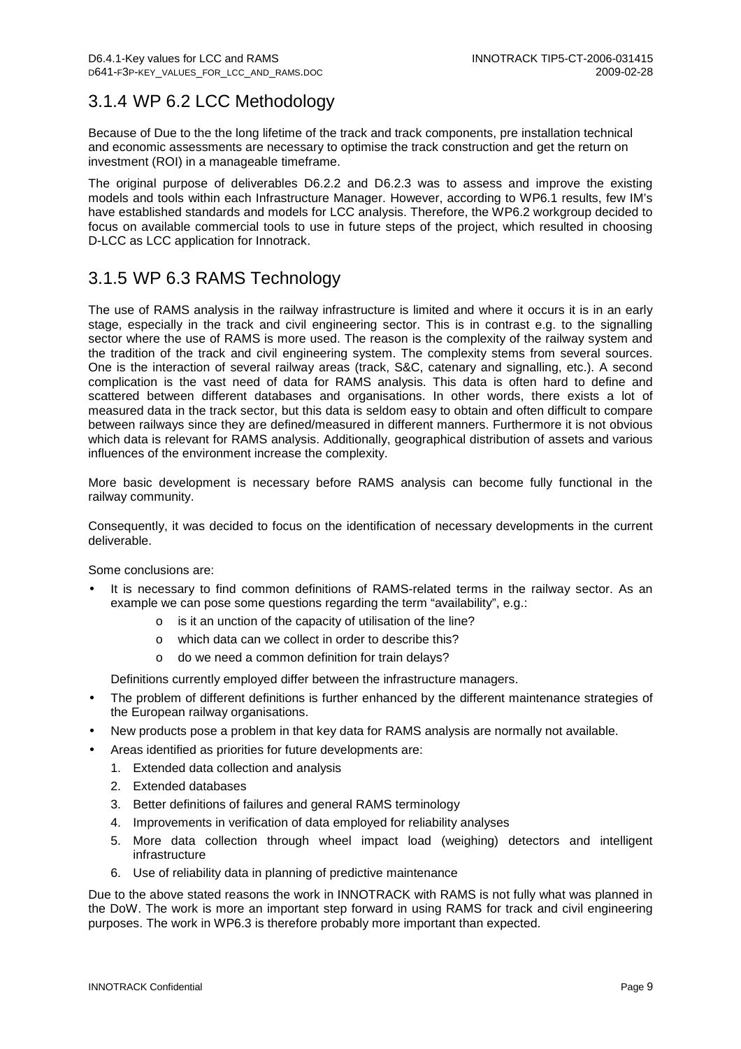## 3.1.4 WP 6.2 LCC Methodology

Because of Due to the the long lifetime of the track and track components, pre installation technical and economic assessments are necessary to optimise the track construction and get the return on investment (ROI) in a manageable timeframe.

The original purpose of deliverables D6.2.2 and D6.2.3 was to assess and improve the existing models and tools within each Infrastructure Manager. However, according to WP6.1 results, few IM's have established standards and models for LCC analysis. Therefore, the WP6.2 workgroup decided to focus on available commercial tools to use in future steps of the project, which resulted in choosing D-LCC as LCC application for Innotrack.

## 3.1.5 WP 6.3 RAMS Technology

The use of RAMS analysis in the railway infrastructure is limited and where it occurs it is in an early stage, especially in the track and civil engineering sector. This is in contrast e.g. to the signalling sector where the use of RAMS is more used. The reason is the complexity of the railway system and the tradition of the track and civil engineering system. The complexity stems from several sources. One is the interaction of several railway areas (track, S&C, catenary and signalling, etc.). A second complication is the vast need of data for RAMS analysis. This data is often hard to define and scattered between different databases and organisations. In other words, there exists a lot of measured data in the track sector, but this data is seldom easy to obtain and often difficult to compare between railways since they are defined/measured in different manners. Furthermore it is not obvious which data is relevant for RAMS analysis. Additionally, geographical distribution of assets and various influences of the environment increase the complexity.

More basic development is necessary before RAMS analysis can become fully functional in the railway community.

Consequently, it was decided to focus on the identification of necessary developments in the current deliverable.

Some conclusions are:

- It is necessary to find common definitions of RAMS-related terms in the railway sector. As an example we can pose some questions regarding the term "availability", e.g.:
    - is it an unction of the capacity of utilisation of the line?
    - which data can we collect in order to describe this?
    - do we need a common definition for train delays?

  Definitions currently employed differ between the infrastructure managers.
- The problem of different definitions is further enhanced by the different maintenance strategies of the European railway organisations.
- New products pose a problem in that key data for RAMS analysis are normally not available.
- Areas identified as priorities for future developments are:
    1. Extended data collection and analysis
    2. Extended databases
    3. Better definitions of failures and general RAMS terminology
    4. Improvements in verification of data employed for reliability analyses
    5. More data collection through wheel impact load (weighing) detectors and intelligent infrastructure
    6. Use of reliability data in planning of predictive maintenance

Due to the above stated reasons the work in INNOTRACK with RAMS is not fully what was planned in the DoW. The work is more an important step forward in using RAMS for track and civil engineering purposes. The work in WP6.3 is therefore probably more important than expected.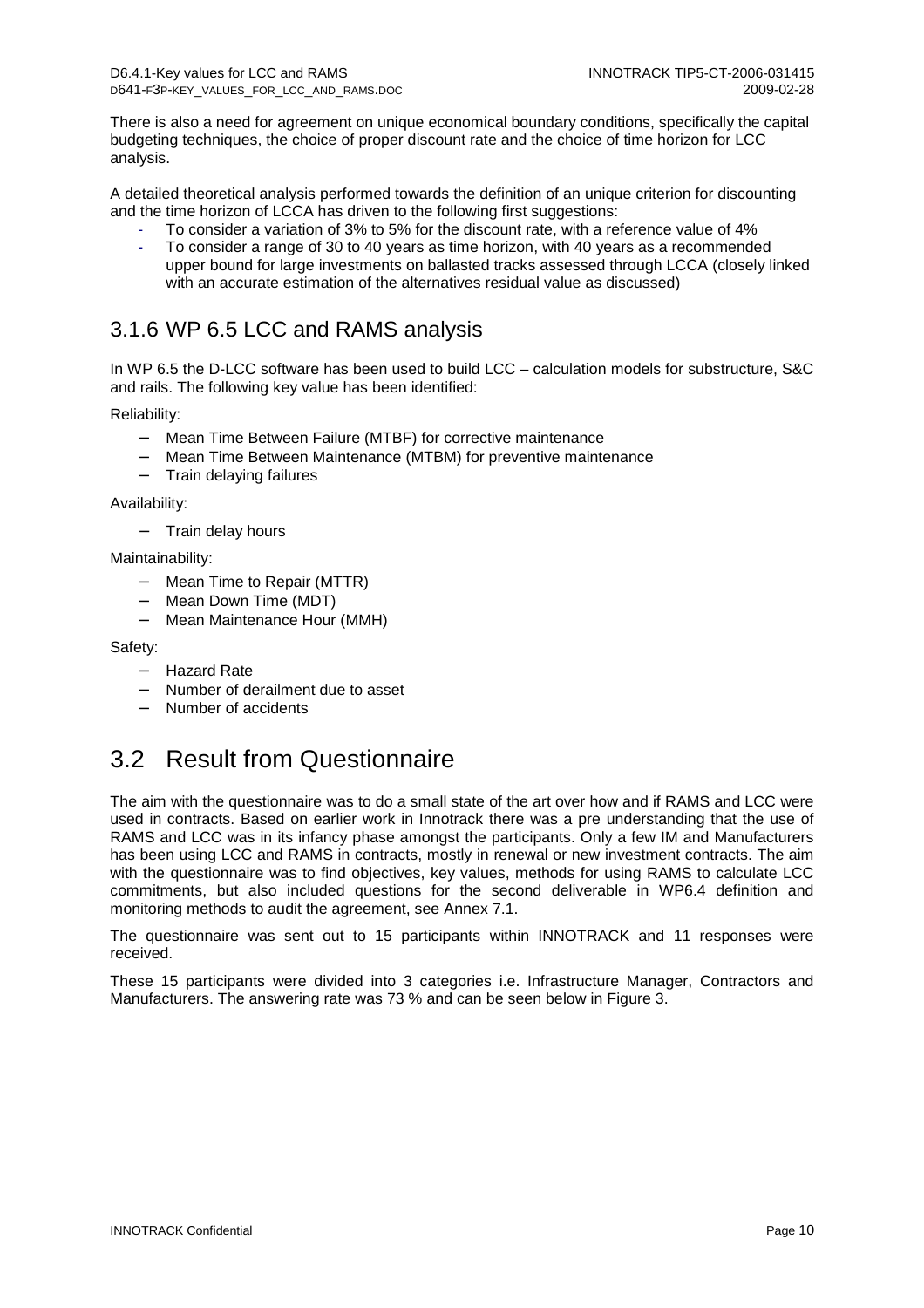There is also a need for agreement on unique economical boundary conditions, specifically the capital budgeting techniques, the choice of proper discount rate and the choice of time horizon for LCC analysis.

A detailed theoretical analysis performed towards the definition of an unique criterion for discounting and the time horizon of LCCA has driven to the following first suggestions:

- To consider a variation of 3% to 5% for the discount rate, with a reference value of 4%
- To consider a range of 30 to 40 years as time horizon, with 40 years as a recommended upper bound for large investments on ballasted tracks assessed through LCCA (closely linked with an accurate estimation of the alternatives residual value as discussed)

### 3.1.6 WP 6.5 LCC and RAMS analysis

In WP 6.5 the D-LCC software has been used to build LCC – calculation models for substructure, S&C and rails. The following key value has been identified:

Reliability:

- Mean Time Between Failure (MTBF) for corrective maintenance
- Mean Time Between Maintenance (MTBM) for preventive maintenance
- Train delaying failures

Availability:

- Train delay hours

Maintainability:

- Mean Time to Repair (MTTR)
- Mean Down Time (MDT)
- Mean Maintenance Hour (MMH)

Safety:

- Hazard Rate
- Number of derailment due to asset
- Number of accidents

## 3.2 Result from Questionnaire

The aim with the questionnaire was to do a small state of the art over how and if RAMS and LCC were used in contracts. Based on earlier work in Innotrack there was a pre understanding that the use of RAMS and LCC was in its infancy phase amongst the participants. Only a few IM and Manufacturers has been using LCC and RAMS in contracts, mostly in renewal or new investment contracts. The aim with the questionnaire was to find objectives, key values, methods for using RAMS to calculate LCC commitments, but also included questions for the second deliverable in WP6.4 definition and monitoring methods to audit the agreement, see Annex 7.1.

The questionnaire was sent out to 15 participants within INNOTRACK and 11 responses were received.

These 15 participants were divided into 3 categories i.e. Infrastructure Manager, Contractors and Manufacturers. The answering rate was 73 % and can be seen below in Figure 3.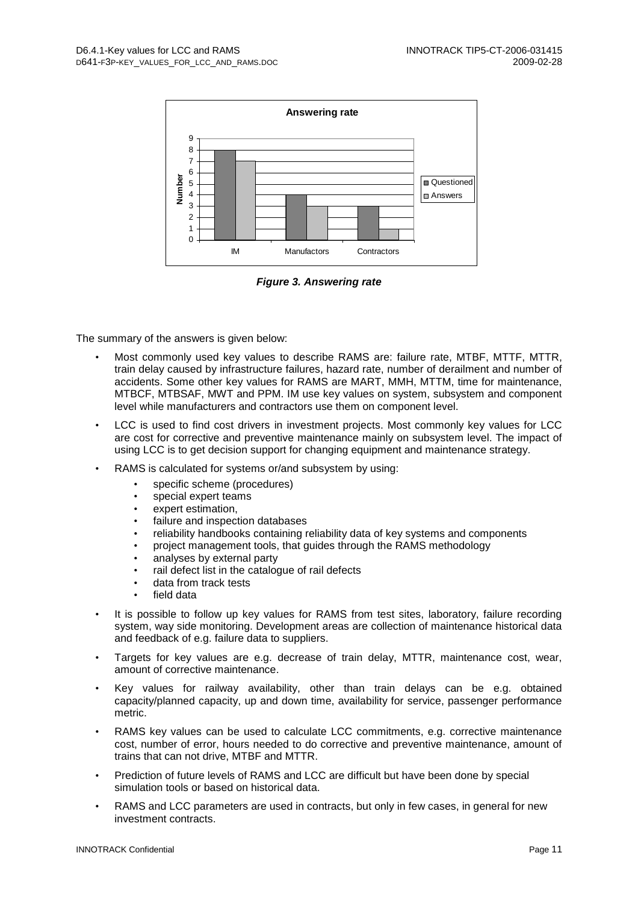| | Questioned | Answers |
|---|---|---|
| IM | 8 | 7 |
| Manufactors | 4 | 3 |
| Contractors | 3 | 1 |

***Figure 3. Answering rate***

The summary of the answers is given below:

- Most commonly used key values to describe RAMS are: failure rate, MTBF, MTTF, MTTR, train delay caused by infrastructure failures, hazard rate, number of derailment and number of accidents. Some other key values for RAMS are MART, MMH, MTTM, time for maintenance, MTBCF, MTBSAF, MWT and PPM. IM use key values on system, subsystem and component level while manufacturers and contractors use them on component level.
- LCC is used to find cost drivers in investment projects. Most commonly key values for LCC are cost for corrective and preventive maintenance mainly on subsystem level. The impact of using LCC is to get decision support for changing equipment and maintenance strategy.
- RAMS is calculated for systems or/and subsystem by using:
  - specific scheme (procedures)
  - special expert teams
  - expert estimation,
  - failure and inspection databases
  - reliability handbooks containing reliability data of key systems and components
  - project management tools, that guides through the RAMS methodology
  - analyses by external party
  - rail defect list in the catalogue of rail defects
  - data from track tests
  - field data
- It is possible to follow up key values for RAMS from test sites, laboratory, failure recording system, way side monitoring. Development areas are collection of maintenance historical data and feedback of e.g. failure data to suppliers.
- Targets for key values are e.g. decrease of train delay, MTTR, maintenance cost, wear, amount of corrective maintenance.
- Key values for railway availability, other than train delays can be e.g. obtained capacity/planned capacity, up and down time, availability for service, passenger performance metric.
- RAMS key values can be used to calculate LCC commitments, e.g. corrective maintenance cost, number of error, hours needed to do corrective and preventive maintenance, amount of trains that can not drive, MTBF and MTTR.
- Prediction of future levels of RAMS and LCC are difficult but have been done by special simulation tools or based on historical data.
- RAMS and LCC parameters are used in contracts, but only in few cases, in general for new investment contracts.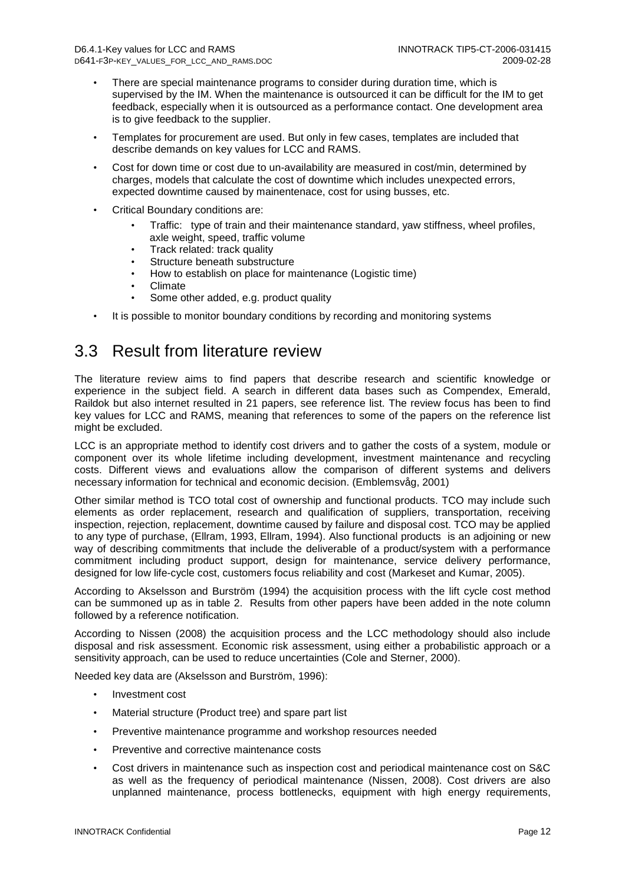- There are special maintenance programs to consider during duration time, which is supervised by the IM. When the maintenance is outsourced it can be difficult for the IM to get feedback, especially when it is outsourced as a performance contact. One development area is to give feedback to the supplier.
- Templates for procurement are used. But only in few cases, templates are included that describe demands on key values for LCC and RAMS.
- Cost for down time or cost due to un-availability are measured in cost/min, determined by charges, models that calculate the cost of downtime which includes unexpected errors, expected downtime caused by mainentenace, cost for using busses, etc.
- Critical Boundary conditions are:
  - Traffic: type of train and their maintenance standard, yaw stiffness, wheel profiles, axle weight, speed, traffic volume
  - Track related: track quality
  - Structure beneath substructure
  - How to establish on place for maintenance (Logistic time)
  - Climate
  - Some other added, e.g. product quality
- It is possible to monitor boundary conditions by recording and monitoring systems

## 3.3 Result from literature review

The literature review aims to find papers that describe research and scientific knowledge or experience in the subject field. A search in different data bases such as Compendex, Emerald, Raildok but also internet resulted in 21 papers, see reference list. The review focus has been to find key values for LCC and RAMS, meaning that references to some of the papers on the reference list might be excluded.

LCC is an appropriate method to identify cost drivers and to gather the costs of a system, module or component over its whole lifetime including development, investment maintenance and recycling costs. Different views and evaluations allow the comparison of different systems and delivers necessary information for technical and economic decision. (Emblemsvåg, 2001)

Other similar method is TCO total cost of ownership and functional products. TCO may include such elements as order replacement, research and qualification of suppliers, transportation, receiving inspection, rejection, replacement, downtime caused by failure and disposal cost. TCO may be applied to any type of purchase, (Ellram, 1993, Ellram, 1994). Also functional products is an adjoining or new way of describing commitments that include the deliverable of a product/system with a performance commitment including product support, design for maintenance, service delivery performance, designed for low life-cycle cost, customers focus reliability and cost (Markeset and Kumar, 2005).

According to Akselsson and Burström (1994) the acquisition process with the lift cycle cost method can be summoned up as in table 2. Results from other papers have been added in the note column followed by a reference notification.

According to Nissen (2008) the acquisition process and the LCC methodology should also include disposal and risk assessment. Economic risk assessment, using either a probabilistic approach or a sensitivity approach, can be used to reduce uncertainties (Cole and Sterner, 2000).

Needed key data are (Akselsson and Burström, 1996):

- Investment cost
- Material structure (Product tree) and spare part list
- Preventive maintenance programme and workshop resources needed
- Preventive and corrective maintenance costs
- Cost drivers in maintenance such as inspection cost and periodical maintenance cost on S&C as well as the frequency of periodical maintenance (Nissen, 2008). Cost drivers are also unplanned maintenance, process bottlenecks, equipment with high energy requirements,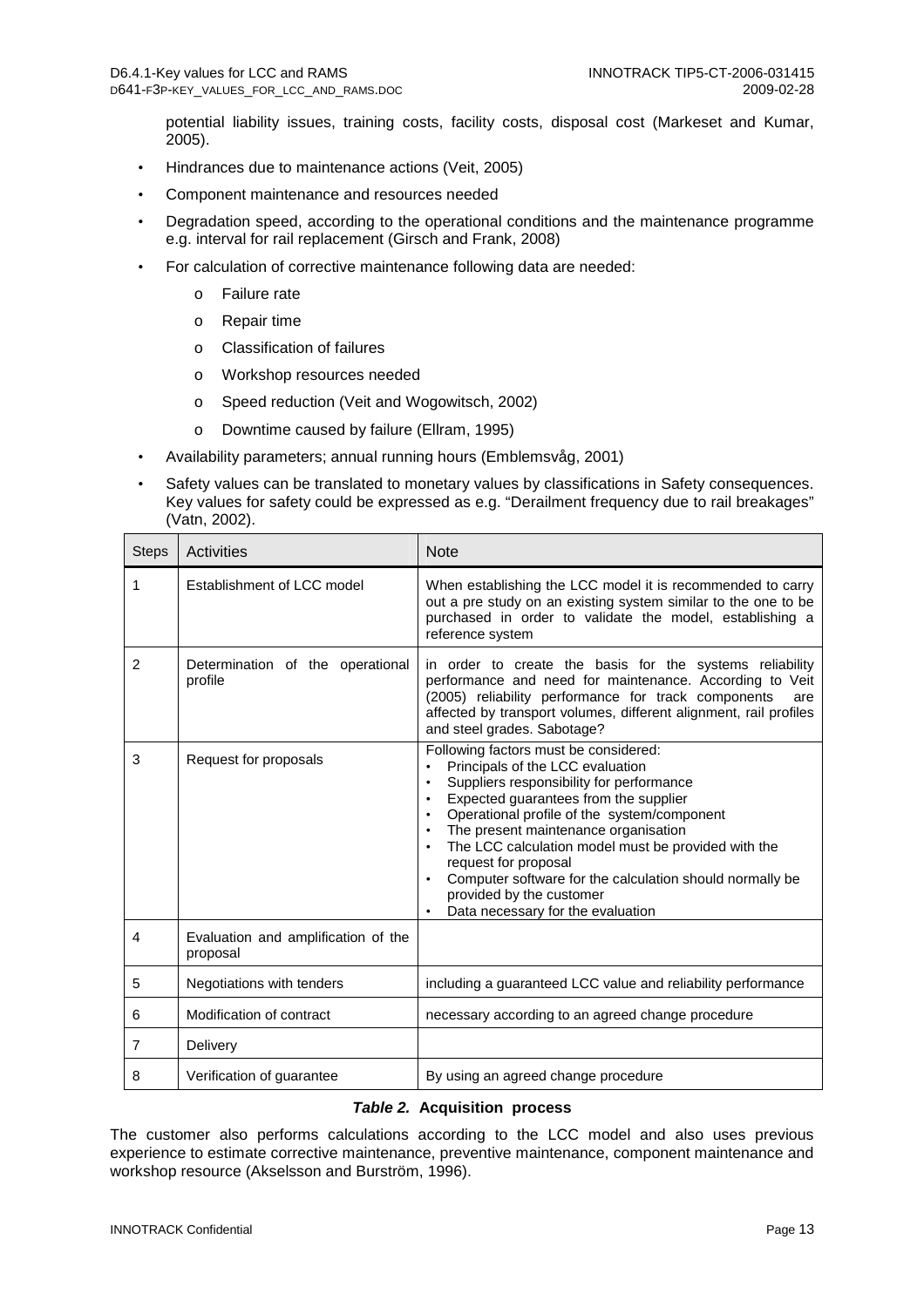potential liability issues, training costs, facility costs, disposal cost (Markeset and Kumar, 2005).

- Hindrances due to maintenance actions (Veit, 2005)
- Component maintenance and resources needed
- Degradation speed, according to the operational conditions and the maintenance programme e.g. interval for rail replacement (Girsch and Frank, 2008)
- For calculation of corrective maintenance following data are needed:
    - Failure rate
    - Repair time
    - Classification of failures
    - Workshop resources needed
    - Speed reduction (Veit and Wogowitsch, 2002)
    - Downtime caused by failure (Ellram, 1995)
- Availability parameters; annual running hours (Emblemsvåg, 2001)
- Safety values can be translated to monetary values by classifications in Safety consequences. Key values for safety could be expressed as e.g. "Derailment frequency due to rail breakages" (Vatn, 2002).

| Steps | Activities | Note |
|---|---|---|
| 1 | Establishment of LCC model | When establishing the LCC model it is recommended to carry out a pre study on an existing system similar to the one to be purchased in order to validate the model, establishing a reference system |
| 2 | Determination of the operational profile | in order to create the basis for the systems reliability performance and need for maintenance. According to Veit (2005) reliability performance for track components are affected by transport volumes, different alignment, rail profiles and steel grades. Sabotage? |
| 3 | Request for proposals | Following factors must be considered: • Principals of the LCC evaluation • Suppliers responsibility for performance • Expected guarantees from the supplier • Operational profile of the system/component • The present maintenance organisation • The LCC calculation model must be provided with the request for proposal • Computer software for the calculation should normally be provided by the customer • Data necessary for the evaluation |
| 4 | Evaluation and amplification of the proposal | |
| 5 | Negotiations with tenders | including a guaranteed LCC value and reliability performance |
| 6 | Modification of contract | necessary according to an agreed change procedure |
| 7 | Delivery | |
| 8 | Verification of guarantee | By using an agreed change procedure |

***Table 2.*** **Acquisition process**

The customer also performs calculations according to the LCC model and also uses previous experience to estimate corrective maintenance, preventive maintenance, component maintenance and workshop resource (Akselsson and Burström, 1996).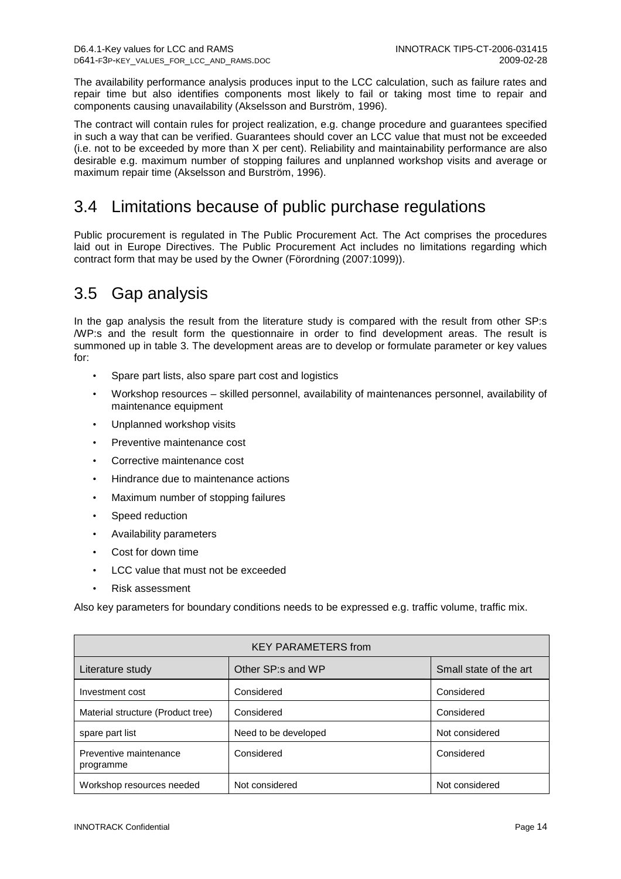The availability performance analysis produces input to the LCC calculation, such as failure rates and repair time but also identifies components most likely to fail or taking most time to repair and components causing unavailability (Akselsson and Burström, 1996).

The contract will contain rules for project realization, e.g. change procedure and guarantees specified in such a way that can be verified. Guarantees should cover an LCC value that must not be exceeded (i.e. not to be exceeded by more than X per cent). Reliability and maintainability performance are also desirable e.g. maximum number of stopping failures and unplanned workshop visits and average or maximum repair time (Akselsson and Burström, 1996).

## 3.4 Limitations because of public purchase regulations

Public procurement is regulated in The Public Procurement Act. The Act comprises the procedures laid out in Europe Directives. The Public Procurement Act includes no limitations regarding which contract form that may be used by the Owner (Förordning (2007:1099)).

## 3.5 Gap analysis

In the gap analysis the result from the literature study is compared with the result from other SP:s /WP:s and the result form the questionnaire in order to find development areas. The result is summoned up in table 3. The development areas are to develop or formulate parameter or key values for:

- Spare part lists, also spare part cost and logistics
- Workshop resources – skilled personnel, availability of maintenances personnel, availability of maintenance equipment
- Unplanned workshop visits
- Preventive maintenance cost
- Corrective maintenance cost
- Hindrance due to maintenance actions
- Maximum number of stopping failures
- Speed reduction
- Availability parameters
- Cost for down time
- LCC value that must not be exceeded
- Risk assessment

Also key parameters for boundary conditions needs to be expressed e.g. traffic volume, traffic mix.

| KEY PARAMETERS from | | |
|---|---|---|
| Literature study | Other SP:s and WP | Small state of the art |
| Investment cost | Considered | Considered |
| Material structure (Product tree) | Considered | Considered |
| spare part list | Need to be developed | Not considered |
| Preventive maintenance programme | Considered | Considered |
| Workshop resources needed | Not considered | Not considered |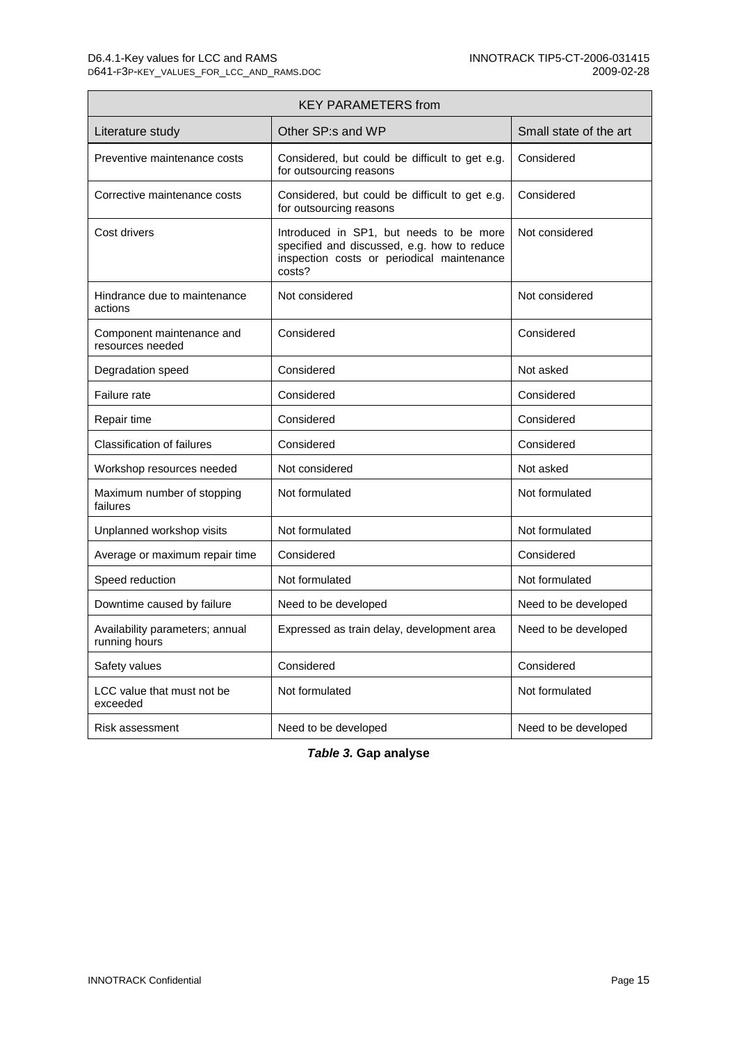| KEY PARAMETERS from | | |
|---|---|---|
| Literature study | Other SP:s and WP | Small state of the art |
| Preventive maintenance costs | Considered, but could be difficult to get e.g. for outsourcing reasons | Considered |
| Corrective maintenance costs | Considered, but could be difficult to get e.g. for outsourcing reasons | Considered |
| Cost drivers | Introduced in SP1, but needs to be more specified and discussed, e.g. how to reduce inspection costs or periodical maintenance costs? | Not considered |
| Hindrance due to maintenance actions | Not considered | Not considered |
| Component maintenance and resources needed | Considered | Considered |
| Degradation speed | Considered | Not asked |
| Failure rate | Considered | Considered |
| Repair time | Considered | Considered |
| Classification of failures | Considered | Considered |
| Workshop resources needed | Not considered | Not asked |
| Maximum number of stopping failures | Not formulated | Not formulated |
| Unplanned workshop visits | Not formulated | Not formulated |
| Average or maximum repair time | Considered | Considered |
| Speed reduction | Not formulated | Not formulated |
| Downtime caused by failure | Need to be developed | Need to be developed |
| Availability parameters; annual running hours | Expressed as train delay, development area | Need to be developed |
| Safety values | Considered | Considered |
| LCC value that must not be exceeded | Not formulated | Not formulated |
| Risk assessment | Need to be developed | Need to be developed |

***Table 3.*** **Gap analyse**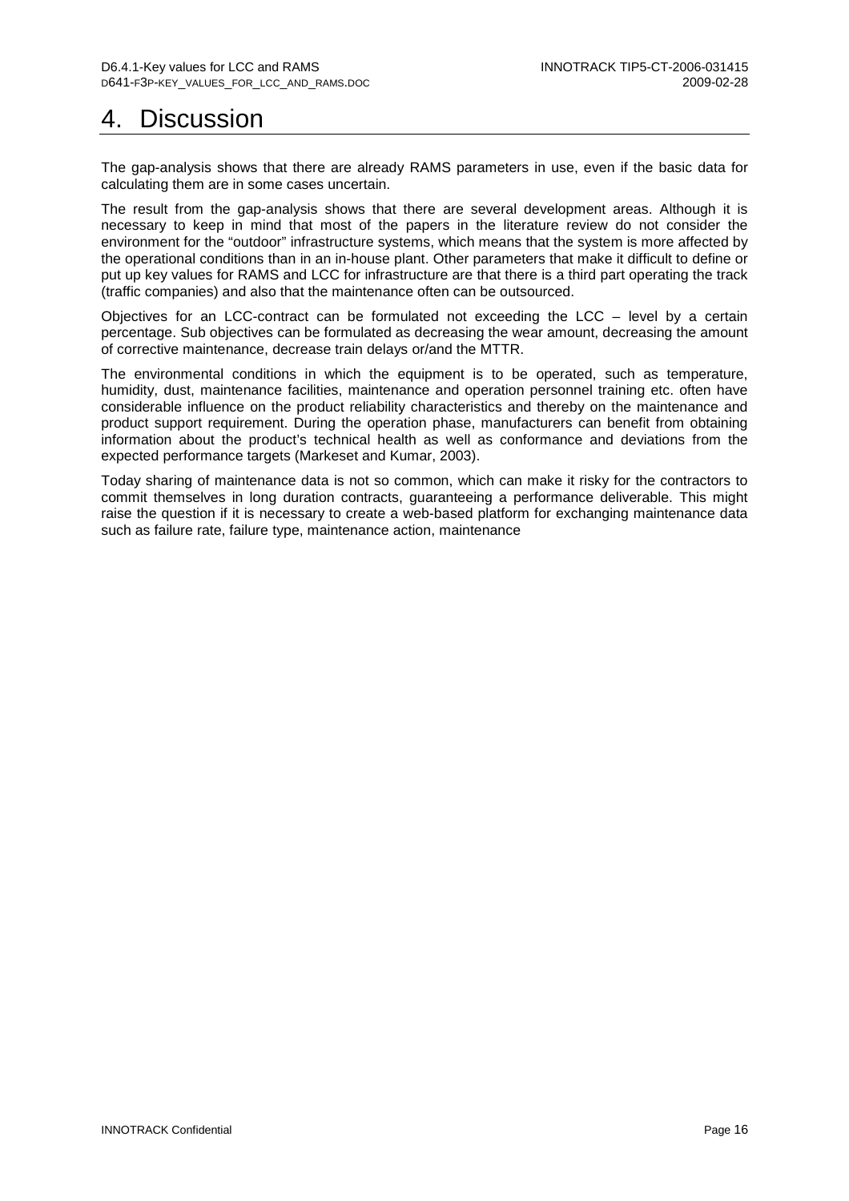# 4. Discussion

The gap-analysis shows that there are already RAMS parameters in use, even if the basic data for calculating them are in some cases uncertain.

The result from the gap-analysis shows that there are several development areas. Although it is necessary to keep in mind that most of the papers in the literature review do not consider the environment for the "outdoor" infrastructure systems, which means that the system is more affected by the operational conditions than in an in-house plant. Other parameters that make it difficult to define or put up key values for RAMS and LCC for infrastructure are that there is a third part operating the track (traffic companies) and also that the maintenance often can be outsourced.

Objectives for an LCC-contract can be formulated not exceeding the LCC – level by a certain percentage. Sub objectives can be formulated as decreasing the wear amount, decreasing the amount of corrective maintenance, decrease train delays or/and the MTTR.

The environmental conditions in which the equipment is to be operated, such as temperature, humidity, dust, maintenance facilities, maintenance and operation personnel training etc. often have considerable influence on the product reliability characteristics and thereby on the maintenance and product support requirement. During the operation phase, manufacturers can benefit from obtaining information about the product's technical health as well as conformance and deviations from the expected performance targets (Markeset and Kumar, 2003).

Today sharing of maintenance data is not so common, which can make it risky for the contractors to commit themselves in long duration contracts, guaranteeing a performance deliverable. This might raise the question if it is necessary to create a web-based platform for exchanging maintenance data such as failure rate, failure type, maintenance action, maintenance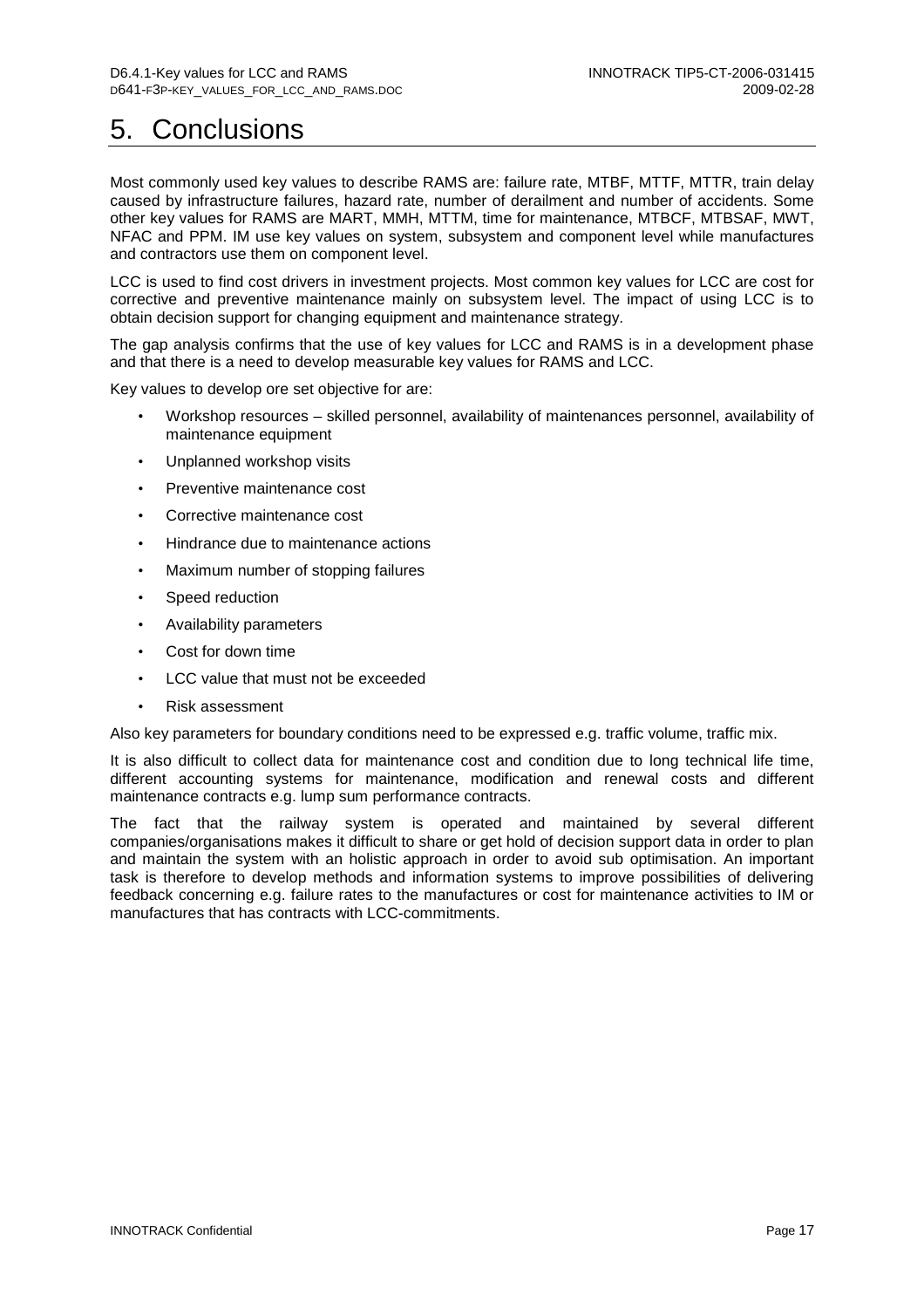# 5. Conclusions

Most commonly used key values to describe RAMS are: failure rate, MTBF, MTTF, MTTR, train delay caused by infrastructure failures, hazard rate, number of derailment and number of accidents. Some other key values for RAMS are MART, MMH, MTTM, time for maintenance, MTBCF, MTBSAF, MWT, NFAC and PPM. IM use key values on system, subsystem and component level while manufactures and contractors use them on component level.

LCC is used to find cost drivers in investment projects. Most common key values for LCC are cost for corrective and preventive maintenance mainly on subsystem level. The impact of using LCC is to obtain decision support for changing equipment and maintenance strategy.

The gap analysis confirms that the use of key values for LCC and RAMS is in a development phase and that there is a need to develop measurable key values for RAMS and LCC.

Key values to develop ore set objective for are:

- Workshop resources – skilled personnel, availability of maintenances personnel, availability of maintenance equipment
- Unplanned workshop visits
- Preventive maintenance cost
- Corrective maintenance cost
- Hindrance due to maintenance actions
- Maximum number of stopping failures
- Speed reduction
- Availability parameters
- Cost for down time
- LCC value that must not be exceeded
- Risk assessment

Also key parameters for boundary conditions need to be expressed e.g. traffic volume, traffic mix.

It is also difficult to collect data for maintenance cost and condition due to long technical life time, different accounting systems for maintenance, modification and renewal costs and different maintenance contracts e.g. lump sum performance contracts.

The fact that the railway system is operated and maintained by several different companies/organisations makes it difficult to share or get hold of decision support data in order to plan and maintain the system with an holistic approach in order to avoid sub optimisation. An important task is therefore to develop methods and information systems to improve possibilities of delivering feedback concerning e.g. failure rates to the manufactures or cost for maintenance activities to IM or manufactures that has contracts with LCC-commitments.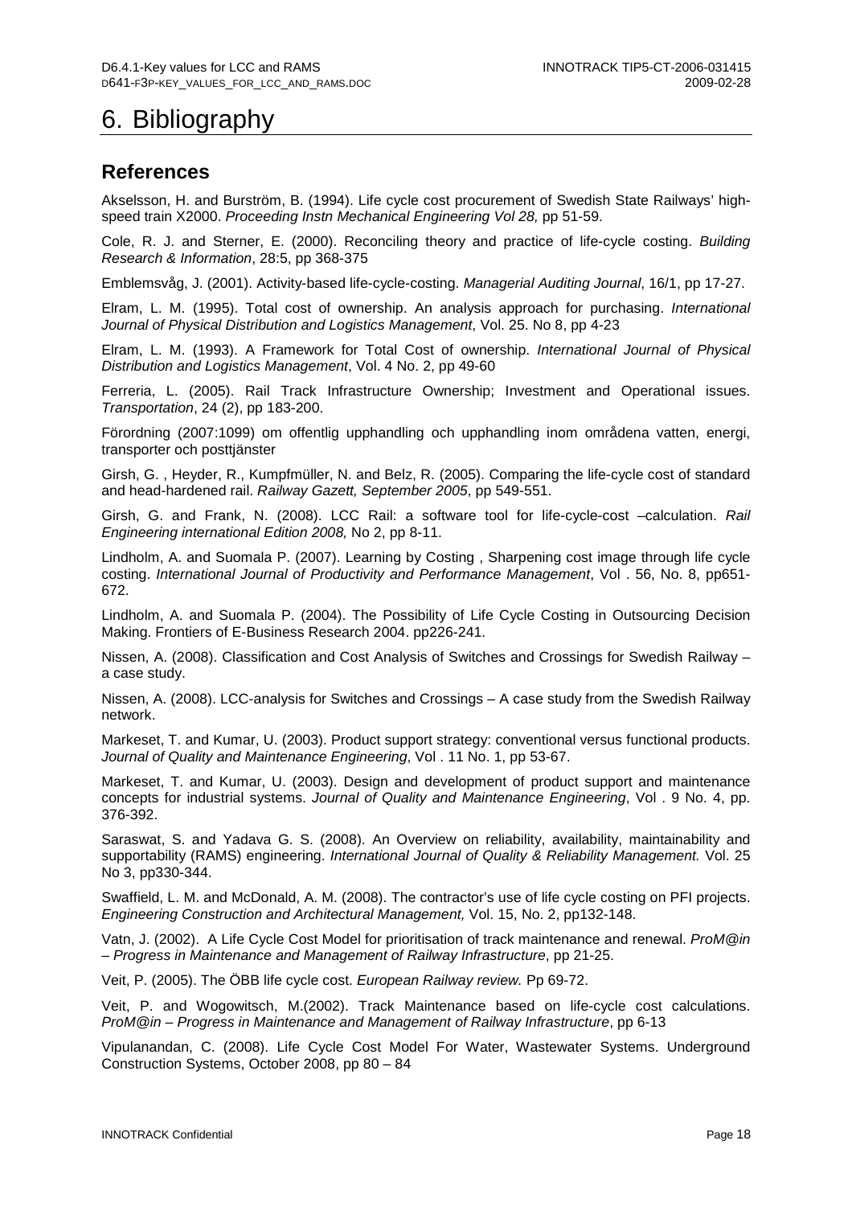# 6. Bibliography

## References

Akselsson, H. and Burström, B. (1994). Life cycle cost procurement of Swedish State Railways' high-speed train X2000. *Proceeding Instn Mechanical Engineering Vol 28,* pp 51-59.

Cole, R. J. and Sterner, E. (2000). Reconciling theory and practice of life-cycle costing. *Building Research & Information*, 28:5, pp 368-375

Emblemsvåg, J. (2001). Activity-based life-cycle-costing. *Managerial Auditing Journal*, 16/1, pp 17-27.

Elram, L. M. (1995). Total cost of ownership. An analysis approach for purchasing. *International Journal of Physical Distribution and Logistics Management*, Vol. 25. No 8, pp 4-23

Elram, L. M. (1993). A Framework for Total Cost of ownership. *International Journal of Physical Distribution and Logistics Management*, Vol. 4 No. 2, pp 49-60

Ferreria, L. (2005). Rail Track Infrastructure Ownership; Investment and Operational issues. *Transportation*, 24 (2), pp 183-200.

Förordning (2007:1099) om offentlig upphandling och upphandling inom områdena vatten, energi, transporter och posttjänster

Girsh, G. , Heyder, R., Kumpfmüller, N. and Belz, R. (2005). Comparing the life-cycle cost of standard and head-hardened rail. *Railway Gazett, September 2005*, pp 549-551.

Girsh, G. and Frank, N. (2008). LCC Rail: a software tool for life-cycle-cost –calculation. *Rail Engineering international Edition 2008,* No 2, pp 8-11.

Lindholm, A. and Suomala P. (2007). Learning by Costing , Sharpening cost image through life cycle costing. *International Journal of Productivity and Performance Management*, Vol . 56, No. 8, pp651-672.

Lindholm, A. and Suomala P. (2004). The Possibility of Life Cycle Costing in Outsourcing Decision Making. Frontiers of E-Business Research 2004. pp226-241.

Nissen, A. (2008). Classification and Cost Analysis of Switches and Crossings for Swedish Railway – a case study.

Nissen, A. (2008). LCC-analysis for Switches and Crossings – A case study from the Swedish Railway network.

Markeset, T. and Kumar, U. (2003). Product support strategy: conventional versus functional products. *Journal of Quality and Maintenance Engineering*, Vol . 11 No. 1, pp 53-67.

Markeset, T. and Kumar, U. (2003). Design and development of product support and maintenance concepts for industrial systems. *Journal of Quality and Maintenance Engineering*, Vol . 9 No. 4, pp. 376-392.

Saraswat, S. and Yadava G. S. (2008). An Overview on reliability, availability, maintainability and supportability (RAMS) engineering. *International Journal of Quality & Reliability Management.* Vol. 25 No 3, pp330-344.

Swaffield, L. M. and McDonald, A. M. (2008). The contractor's use of life cycle costing on PFI projects. *Engineering Construction and Architectural Management,* Vol. 15, No. 2, pp132-148.

Vatn, J. (2002). A Life Cycle Cost Model for prioritisation of track maintenance and renewal. *ProM@in – Progress in Maintenance and Management of Railway Infrastructure*, pp 21-25.

Veit, P. (2005). The ÖBB life cycle cost. *European Railway review.* Pp 69-72.

Veit, P. and Wogowitsch, M.(2002). Track Maintenance based on life-cycle cost calculations. *ProM@in – Progress in Maintenance and Management of Railway Infrastructure*, pp 6-13

Vipulanandan, C. (2008). Life Cycle Cost Model For Water, Wastewater Systems. Underground Construction Systems, October 2008, pp 80 – 84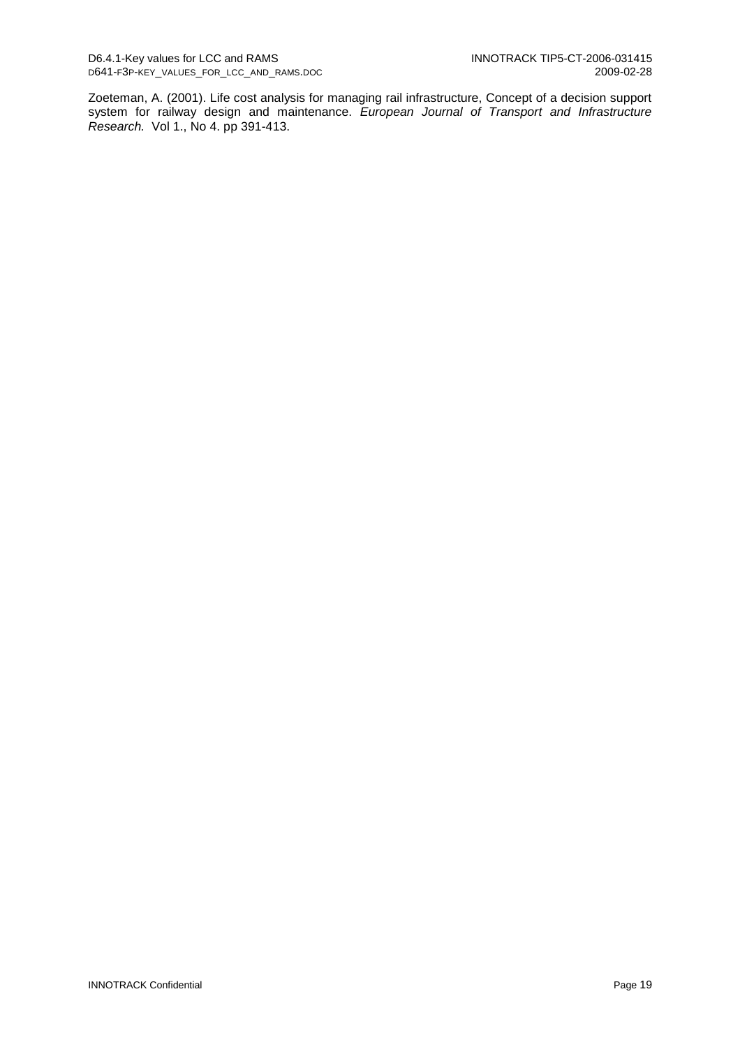Zoeteman, A. (2001). Life cost analysis for managing rail infrastructure, Concept of a decision support system for railway design and maintenance. *European Journal of Transport and Infrastructure Research.* Vol 1., No 4. pp 391-413.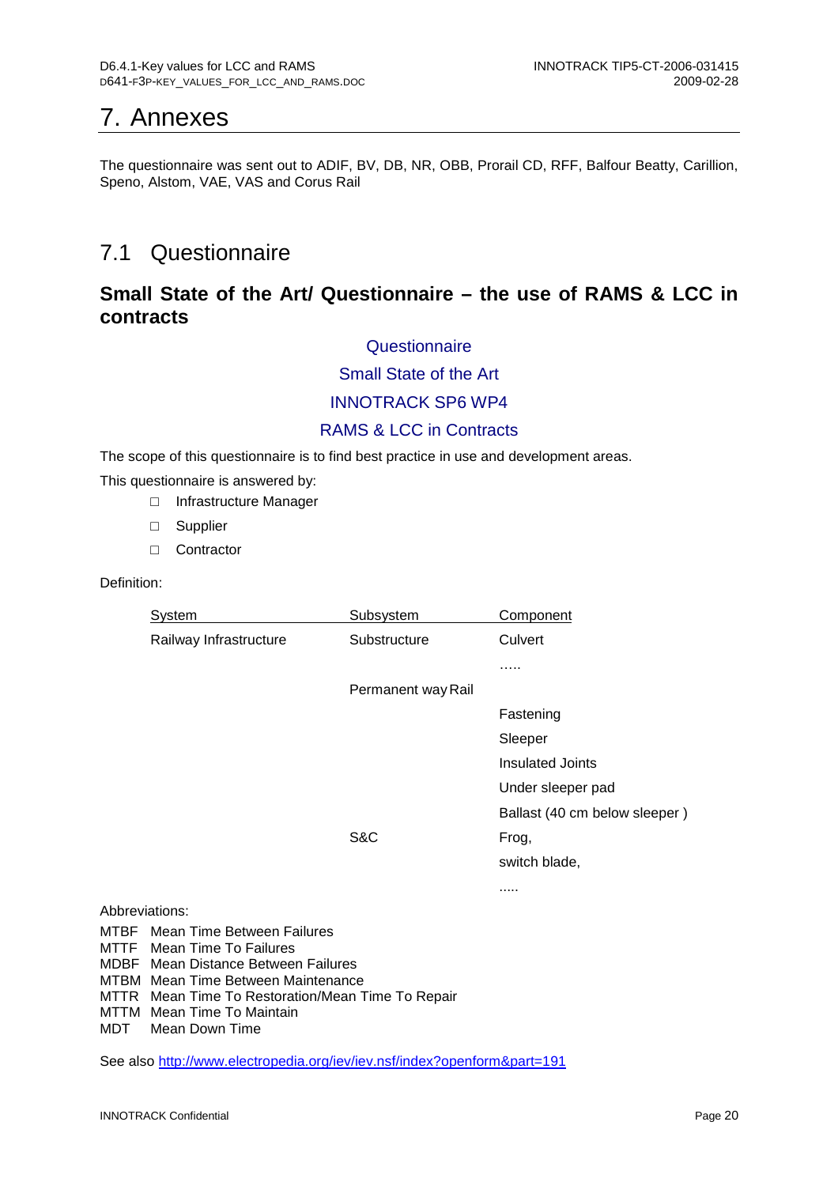# 7. Annexes

The questionnaire was sent out to ADIF, BV, DB, NR, OBB, Prorail CD, RFF, Balfour Beatty, Carillion, Speno, Alstom, VAE, VAS and Corus Rail

## 7.1 Questionnaire

### Small State of the Art/ Questionnaire – the use of RAMS & LCC in contracts

Questionnaire

Small State of the Art

INNOTRACK SP6 WP4

RAMS & LCC in Contracts

The scope of this questionnaire is to find best practice in use and development areas.

This questionnaire is answered by:

- ☐ Infrastructure Manager
- ☐ Supplier
- ☐ Contractor

Definition:

| System | Subsystem | Component |
|---|---|---|
| Railway Infrastructure | Substructure | Culvert |
| | | ..... |
| | Permanent way | Rail |
| | | Fastening |
| | | Sleeper |
| | | Insulated Joints |
| | | Under sleeper pad |
| | | Ballast (40 cm below sleeper ) |
| | S&C | Frog, |
| | | switch blade, |
| | | ..... |

Abbreviations:

MTBF Mean Time Between Failures
MTTF Mean Time To Failures
MDBF Mean Distance Between Failures
MTBM Mean Time Between Maintenance
MTTR Mean Time To Restoration/Mean Time To Repair
MTTM Mean Time To Maintain
MDT Mean Down Time

See also http://www.electropedia.org/iev/iev.nsf/index?openform&part=191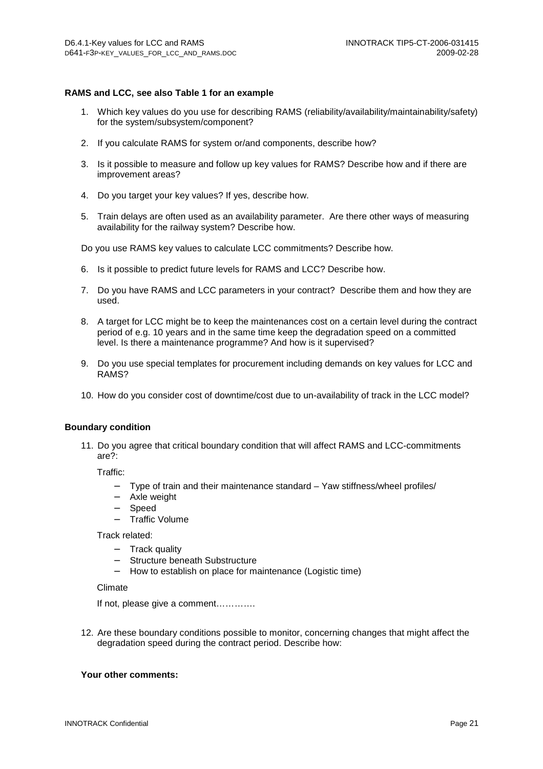**RAMS and LCC, see also Table 1 for an example**

1. Which key values do you use for describing RAMS (reliability/availability/maintainability/safety) for the system/subsystem/component?

2. If you calculate RAMS for system or/and components, describe how?

3. Is it possible to measure and follow up key values for RAMS? Describe how and if there are improvement areas?

4. Do you target your key values? If yes, describe how.

5. Train delays are often used as an availability parameter. Are there other ways of measuring availability for the railway system? Describe how.

Do you use RAMS key values to calculate LCC commitments? Describe how.

6. Is it possible to predict future levels for RAMS and LCC? Describe how.

7. Do you have RAMS and LCC parameters in your contract? Describe them and how they are used.

8. A target for LCC might be to keep the maintenances cost on a certain level during the contract period of e.g. 10 years and in the same time keep the degradation speed on a committed level. Is there a maintenance programme? And how is it supervised?

9. Do you use special templates for procurement including demands on key values for LCC and RAMS?

10. How do you consider cost of downtime/cost due to un-availability of track in the LCC model?

**Boundary condition**

11. Do you agree that critical boundary condition that will affect RAMS and LCC-commitments are?:

   Traffic:

   - Type of train and their maintenance standard – Yaw stiffness/wheel profiles/
   - Axle weight
   - Speed
   - Traffic Volume

   Track related:

   - Track quality
   - Structure beneath Substructure
   - How to establish on place for maintenance (Logistic time)

   Climate

   If not, please give a comment………….

12. Are these boundary conditions possible to monitor, concerning changes that might affect the degradation speed during the contract period. Describe how:

**Your other comments:**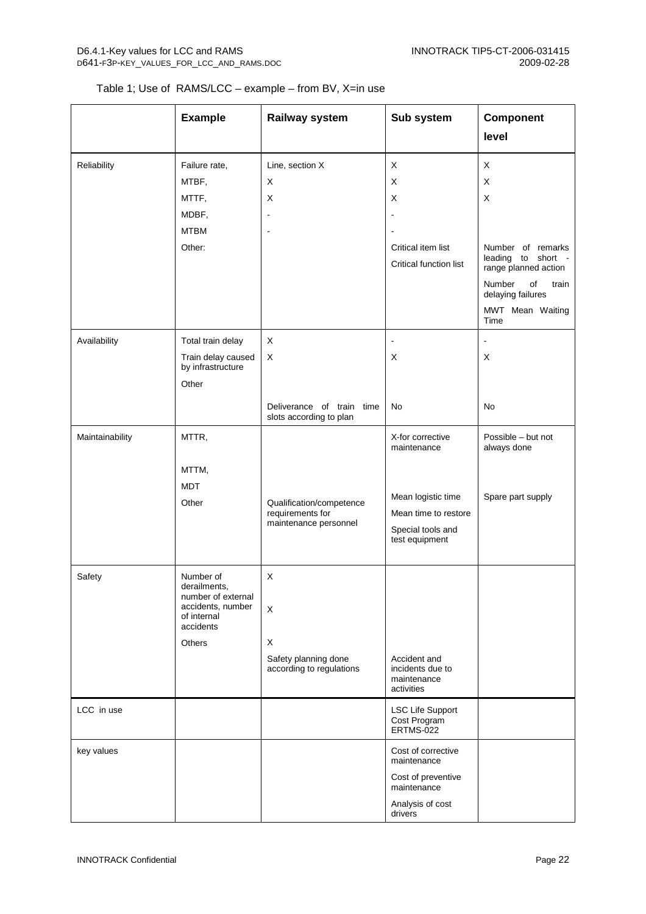Table 1; Use of RAMS/LCC – example – from BV, X=in use

| | Example | Railway system | Sub system | Component level |
|---|---|---|---|---|
| Reliability | Failure rate, | Line, section X | X | X |
| | MTBF, | X | X | X |
| | MTTF, | X | X | X |
| | MDBF, | - | - | |
| | MTBM | - | - | |
| | Other: | | Critical item list<br>Critical function list | Number of remarks leading to short - range planned action<br>Number of train delaying failures<br>MWT Mean Waiting Time |
| Availability | Total train delay | X | - | - |
| | Train delay caused by infrastructure | X | X | X |
| | Other | | | |
| | | Deliverance of train time slots according to plan | No | No |
| Maintainability | MTTR, | | X-for corrective maintenance | Possible – but not always done |
| | MTTM, | | | |
| | MDT | | | |
| | Other | Qualification/competence requirements for maintenance personnel | Mean logistic time<br>Mean time to restore<br>Special tools and test equipment | Spare part supply |
| Safety | Number of derailments, number of external accidents, number of internal accidents | X<br>X | | |
| | Others | X | | |
| | | Safety planning done according to regulations | Accident and incidents due to maintenance activities | |
| LCC in use | | | LSC Life Support Cost Program ERTMS-022 | |
| key values | | | Cost of corrective maintenance<br>Cost of preventive maintenance<br>Analysis of cost drivers | |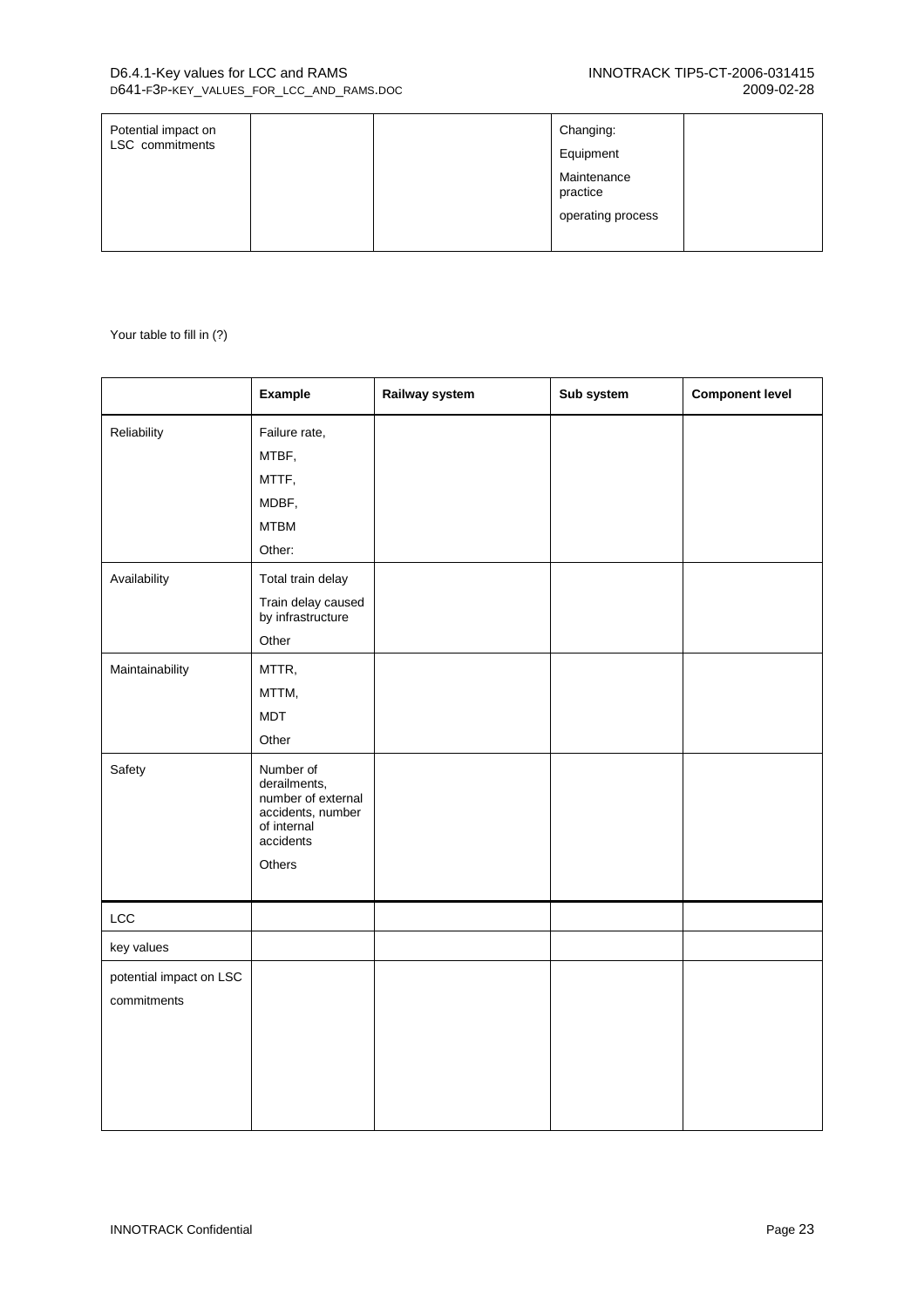| Potential impact on LSC commitments | | | Changing:<br>Equipment<br>Maintenance practice<br>operating process | |
|---|---|---|---|---|

Your table to fill in (?)

| | Example | Railway system | Sub system | Component level |
|---|---|---|---|---|
| Reliability | Failure rate,<br>MTBF,<br>MTTF,<br>MDBF,<br>MTBM<br>Other: | | | |
| Availability | Total train delay<br>Train delay caused by infrastructure<br>Other | | | |
| Maintainability | MTTR,<br>MTTM,<br>MDT<br>Other | | | |
| Safety | Number of derailments, number of external accidents, number of internal accidents<br>Others | | | |
| LCC | | | | |
| key values | | | | |
| potential impact on LSC commitments | | | | |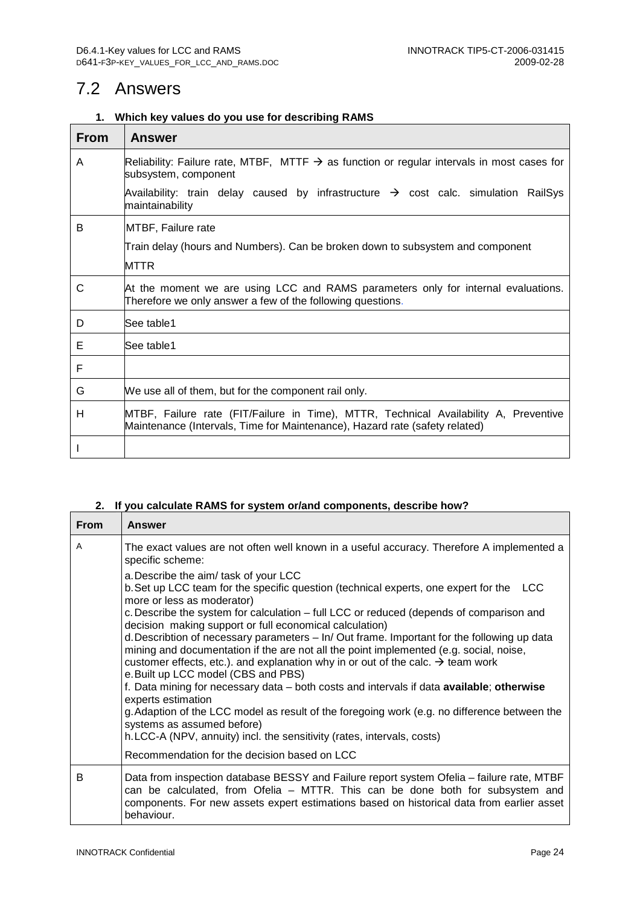## 7.2 Answers

**1. Which key values do you use for describing RAMS**

| From | Answer |
|---|---|
| A | Reliability: Failure rate, MTBF, MTTF → as function or regular intervals in most cases for subsystem, component<br><br>Availability: train delay caused by infrastructure → cost calc. simulation RailSys maintainability |
| B | MTBF, Failure rate<br><br>Train delay (hours and Numbers). Can be broken down to subsystem and component<br><br>MTTR |
| C | At the moment we are using LCC and RAMS parameters only for internal evaluations. Therefore we only answer a few of the following questions. |
| D | See table1 |
| E | See table1 |
| F | |
| G | We use all of them, but for the component rail only. |
| H | MTBF, Failure rate (FIT/Failure in Time), MTTR, Technical Availability A, Preventive Maintenance (Intervals, Time for Maintenance), Hazard rate (safety related) |
| I | |

**2. If you calculate RAMS for system or/and components, describe how?**

| From | Answer |
|---|---|
| A | The exact values are not often well known in a useful accuracy. Therefore A implemented a specific scheme:<br><br>a. Describe the aim/ task of your LCC<br>b. Set up LCC team for the specific question (technical experts, one expert for the LCC more or less as moderator)<br>c. Describe the system for calculation – full LCC or reduced (depends of comparison and decision making support or full economical calculation)<br>d. Describtion of necessary parameters – In/ Out frame. Important for the following up data mining and documentation if the are not all the point implemented (e.g. social, noise, customer effects, etc.). and explanation why in or out of the calc. → team work<br>e. Built up LCC model (CBS and PBS)<br>f. Data mining for necessary data – both costs and intervals if data **available**; **otherwise** experts estimation<br>g. Adaption of the LCC model as result of the foregoing work (e.g. no difference between the systems as assumed before)<br>h. LCC-A (NPV, annuity) incl. the sensitivity (rates, intervals, costs)<br><br>Recommendation for the decision based on LCC |
| B | Data from inspection database BESSY and Failure report system Ofelia – failure rate, MTBF can be calculated, from Ofelia – MTTR. This can be done both for subsystem and components. For new assets expert estimations based on historical data from earlier asset behaviour. |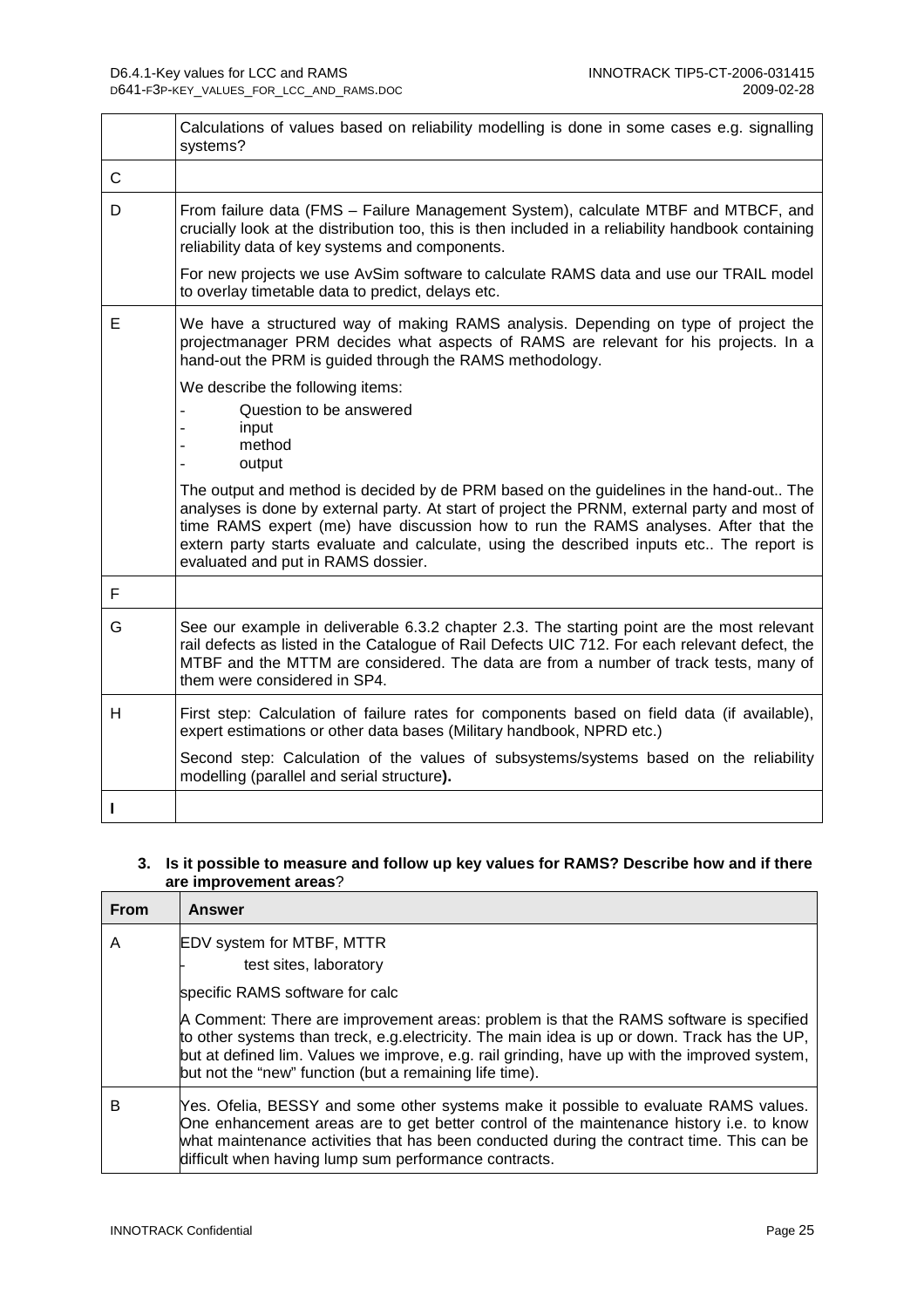| | |
|---|---|
| | Calculations of values based on reliability modelling is done in some cases e.g. signalling systems? |
| C | |
| D | From failure data (FMS – Failure Management System), calculate MTBF and MTBCF, and crucially look at the distribution too, this is then included in a reliability handbook containing reliability data of key systems and components.<br><br>For new projects we use AvSim software to calculate RAMS data and use our TRAIL model to overlay timetable data to predict, delays etc. |
| E | We have a structured way of making RAMS analysis. Depending on type of project the projectmanager PRM decides what aspects of RAMS are relevant for his projects. In a hand-out the PRM is guided through the RAMS methodology.<br><br>We describe the following items:<br>- Question to be answered<br>- input<br>- method<br>- output<br><br>The output and method is decided by de PRM based on the guidelines in the hand-out.. The analyses is done by external party. At start of project the PRNM, external party and most of time RAMS expert (me) have discussion how to run the RAMS analyses. After that the extern party starts evaluate and calculate, using the described inputs etc.. The report is evaluated and put in RAMS dossier. |
| F | |
| G | See our example in deliverable 6.3.2 chapter 2.3. The starting point are the most relevant rail defects as listed in the Catalogue of Rail Defects UIC 712. For each relevant defect, the MTBF and the MTTM are considered. The data are from a number of track tests, many of them were considered in SP4. |
| H | First step: Calculation of failure rates for components based on field data (if available), expert estimations or other data bases (Military handbook, NPRD etc.)<br><br>Second step: Calculation of the values of subsystems/systems based on the reliability modelling (parallel and serial structure**).** |
| **I** | |

**3. Is it possible to measure and follow up key values for RAMS? Describe how and if there are improvement areas**?

| From | Answer |
|---|---|
| A | EDV system for MTBF, MTTR<br>- test sites, laboratory<br><br>specific RAMS software for calc<br><br>A Comment: There are improvement areas: problem is that the RAMS software is specified to other systems than treck, e.g.electricity. The main idea is up or down. Track has the UP, but at defined lim. Values we improve, e.g. rail grinding, have up with the improved system, but not the "new" function (but a remaining life time). |
| B | Yes. Ofelia, BESSY and some other systems make it possible to evaluate RAMS values. One enhancement areas are to get better control of the maintenance history i.e. to know what maintenance activities that has been conducted during the contract time. This can be difficult when having lump sum performance contracts. |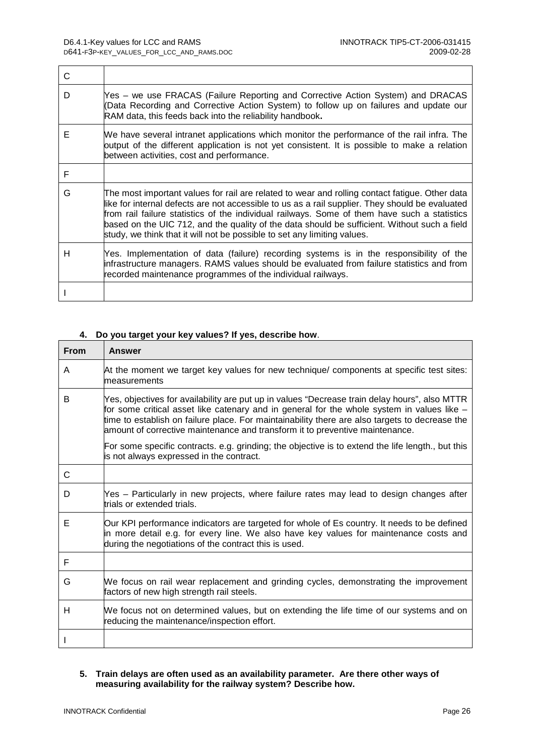| | |
|---|---|
| C | |
| D | Yes – we use FRACAS (Failure Reporting and Corrective Action System) and DRACAS (Data Recording and Corrective Action System) to follow up on failures and update our RAM data, this feeds back into the reliability handbook**.** |
| E | We have several intranet applications which monitor the performance of the rail infra. The output of the different application is not yet consistent. It is possible to make a relation between activities, cost and performance. |
| F | |
| G | The most important values for rail are related to wear and rolling contact fatigue. Other data like for internal defects are not accessible to us as a rail supplier. They should be evaluated from rail failure statistics of the individual railways. Some of them have such a statistics based on the UIC 712, and the quality of the data should be sufficient. Without such a field study, we think that it will not be possible to set any limiting values. |
| H | Yes. Implementation of data (failure) recording systems is in the responsibility of the infrastructure managers. RAMS values should be evaluated from failure statistics and from recorded maintenance programmes of the individual railways. |
| I | |

**4. Do you target your key values? If yes, describe how**.

| From | Answer |
|---|---|
| A | At the moment we target key values for new technique/ components at specific test sites: measurements |
| B | Yes, objectives for availability are put up in values "Decrease train delay hours", also MTTR for some critical asset like catenary and in general for the whole system in values like – time to establish on failure place. For maintainability there are also targets to decrease the amount of corrective maintenance and transform it to preventive maintenance.<br><br>For some specific contracts. e.g. grinding; the objective is to extend the life length., but this is not always expressed in the contract. |
| C | |
| D | Yes – Particularly in new projects, where failure rates may lead to design changes after trials or extended trials. |
| E | Our KPI performance indicators are targeted for whole of Es country. It needs to be defined in more detail e.g. for every line. We also have key values for maintenance costs and during the negotiations of the contract this is used. |
| F | |
| G | We focus on rail wear replacement and grinding cycles, demonstrating the improvement factors of new high strength rail steels. |
| H | We focus not on determined values, but on extending the life time of our systems and on reducing the maintenance/inspection effort. |
| I | |

**5. Train delays are often used as an availability parameter. Are there other ways of measuring availability for the railway system? Describe how.**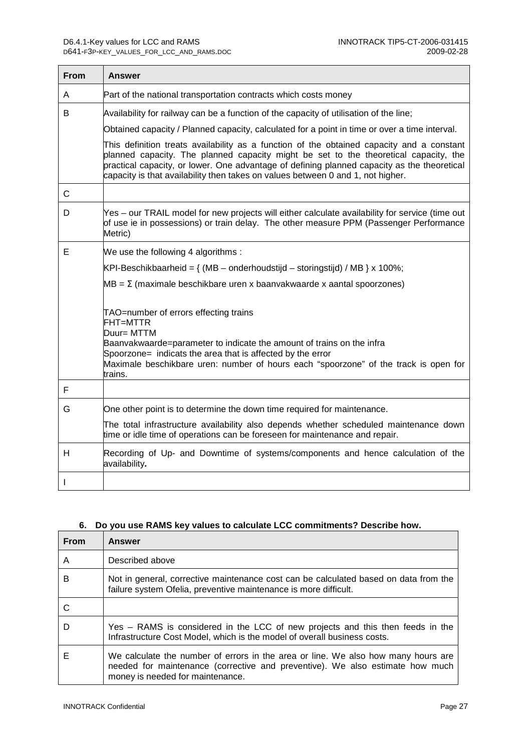| From | Answer |
| --- | --- |
| A | Part of the national transportation contracts which costs money |
| B | Availability for railway can be a function of the capacity of utilisation of the line;<br><br>Obtained capacity / Planned capacity, calculated for a point in time or over a time interval.<br><br>This definition treats availability as a function of the obtained capacity and a constant planned capacity. The planned capacity might be set to the theoretical capacity, the practical capacity, or lower. One advantage of defining planned capacity as the theoretical capacity is that availability then takes on values between 0 and 1, not higher. |
| C | |
| D | Yes – our TRAIL model for new projects will either calculate availability for service (time out of use ie in possessions) or train delay. The other measure PPM (Passenger Performance Metric) |
| E | We use the following 4 algorithms :<br><br>KPI-Beschikbaarheid = { (MB – onderhoudstijd – storingstijd) / MB } x 100%;<br><br>MB = Σ (maximale beschikbare uren x baanvakwaarde x aantal spoorzones)<br><br>TAO=number of errors effecting trains<br>FHT=MTTR<br>Duur= MTTM<br>Baanvakwaarde=parameter to indicate the amount of trains on the infra<br>Spoorzone= indicats the area that is affected by the error<br>Maximale beschikbare uren: number of hours each "spoorzone" of the track is open for trains. |
| F | |
| G | One other point is to determine the down time required for maintenance.<br><br>The total infrastructure availability also depends whether scheduled maintenance down time or idle time of operations can be foreseen for maintenance and repair. |
| H | Recording of Up- and Downtime of systems/components and hence calculation of the availability**.** |
| I | |

### 6. Do you use RAMS key values to calculate LCC commitments? Describe how.

| From | Answer |
| --- | --- |
| A | Described above |
| B | Not in general, corrective maintenance cost can be calculated based on data from the failure system Ofelia, preventive maintenance is more difficult. |
| C | |
| D | Yes – RAMS is considered in the LCC of new projects and this then feeds in the Infrastructure Cost Model, which is the model of overall business costs. |
| E | We calculate the number of errors in the area or line. We also how many hours are needed for maintenance (corrective and preventive). We also estimate how much money is needed for maintenance. |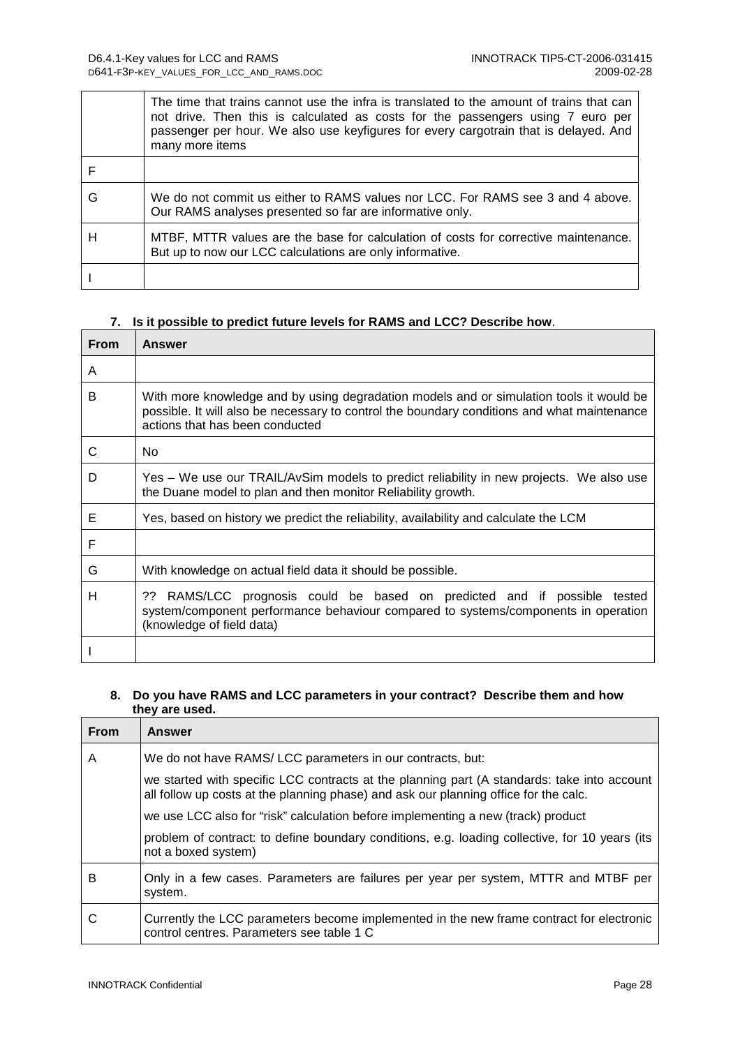| | |
|---|---|
| | The time that trains cannot use the infra is translated to the amount of trains that can not drive. Then this is calculated as costs for the passengers using 7 euro per passenger per hour. We also use keyfigures for every cargotrain that is delayed. And many more items |
| F | |
| G | We do not commit us either to RAMS values nor LCC. For RAMS see 3 and 4 above. Our RAMS analyses presented so far are informative only. |
| H | MTBF, MTTR values are the base for calculation of costs for corrective maintenance. But up to now our LCC calculations are only informative. |
| I | |

**7. Is it possible to predict future levels for RAMS and LCC? Describe how**.

| From | Answer |
|---|---|
| A | |
| B | With more knowledge and by using degradation models and or simulation tools it would be possible. It will also be necessary to control the boundary conditions and what maintenance actions that has been conducted |
| C | No |
| D | Yes – We use our TRAIL/AvSim models to predict reliability in new projects. We also use the Duane model to plan and then monitor Reliability growth. |
| E | Yes, based on history we predict the reliability, availability and calculate the LCM |
| F | |
| G | With knowledge on actual field data it should be possible. |
| H | ?? RAMS/LCC prognosis could be based on predicted and if possible tested system/component performance behaviour compared to systems/components in operation (knowledge of field data) |
| I | |

**8. Do you have RAMS and LCC parameters in your contract? Describe them and how they are used.**

| From | Answer |
|---|---|
| A | We do not have RAMS/ LCC parameters in our contracts, but:<br><br>we started with specific LCC contracts at the planning part (A standards: take into account all follow up costs at the planning phase) and ask our planning office for the calc.<br><br>we use LCC also for "risk" calculation before implementing a new (track) product<br><br>problem of contract: to define boundary conditions, e.g. loading collective, for 10 years (its not a boxed system) |
| B | Only in a few cases. Parameters are failures per year per system, MTTR and MTBF per system. |
| C | Currently the LCC parameters become implemented in the new frame contract for electronic control centres. Parameters see table 1 C |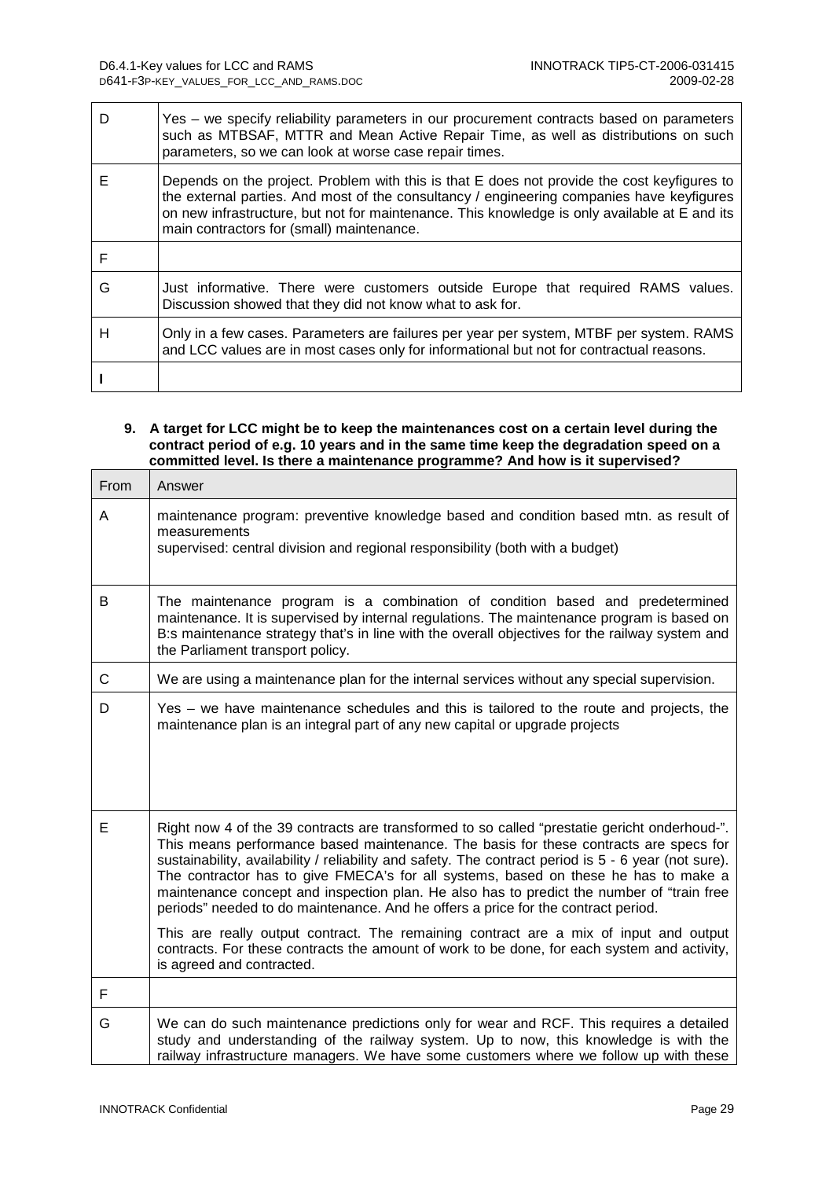| | |
|---|---|
| D | Yes – we specify reliability parameters in our procurement contracts based on parameters such as MTBSAF, MTTR and Mean Active Repair Time, as well as distributions on such parameters, so we can look at worse case repair times. |
| E | Depends on the project. Problem with this is that E does not provide the cost keyfigures to the external parties. And most of the consultancy / engineering companies have keyfigures on new infrastructure, but not for maintenance. This knowledge is only available at E and its main contractors for (small) maintenance. |
| F | |
| G | Just informative. There were customers outside Europe that required RAMS values. Discussion showed that they did not know what to ask for. |
| H | Only in a few cases. Parameters are failures per year per system, MTBF per system. RAMS and LCC values are in most cases only for informational but not for contractual reasons. |
| I | |

**9. A target for LCC might be to keep the maintenances cost on a certain level during the contract period of e.g. 10 years and in the same time keep the degradation speed on a committed level. Is there a maintenance programme? And how is it supervised?**

| From | Answer |
|---|---|
| A | maintenance program: preventive knowledge based and condition based mtn. as result of measurements<br>supervised: central division and regional responsibility (both with a budget) |
| B | The maintenance program is a combination of condition based and predetermined maintenance. It is supervised by internal regulations. The maintenance program is based on B:s maintenance strategy that's in line with the overall objectives for the railway system and the Parliament transport policy. |
| C | We are using a maintenance plan for the internal services without any special supervision. |
| D | Yes – we have maintenance schedules and this is tailored to the route and projects, the maintenance plan is an integral part of any new capital or upgrade projects |
| E | Right now 4 of the 39 contracts are transformed to so called "prestatie gericht onderhoud-". This means performance based maintenance. The basis for these contracts are specs for sustainability, availability / reliability and safety. The contract period is 5 - 6 year (not sure). The contractor has to give FMECA's for all systems, based on these he has to make a maintenance concept and inspection plan. He also has to predict the number of "train free periods" needed to do maintenance. And he offers a price for the contract period.<br><br>This are really output contract. The remaining contract are a mix of input and output contracts. For these contracts the amount of work to be done, for each system and activity, is agreed and contracted. |
| F | |
| G | We can do such maintenance predictions only for wear and RCF. This requires a detailed study and understanding of the railway system. Up to now, this knowledge is with the railway infrastructure managers. We have some customers where we follow up with these |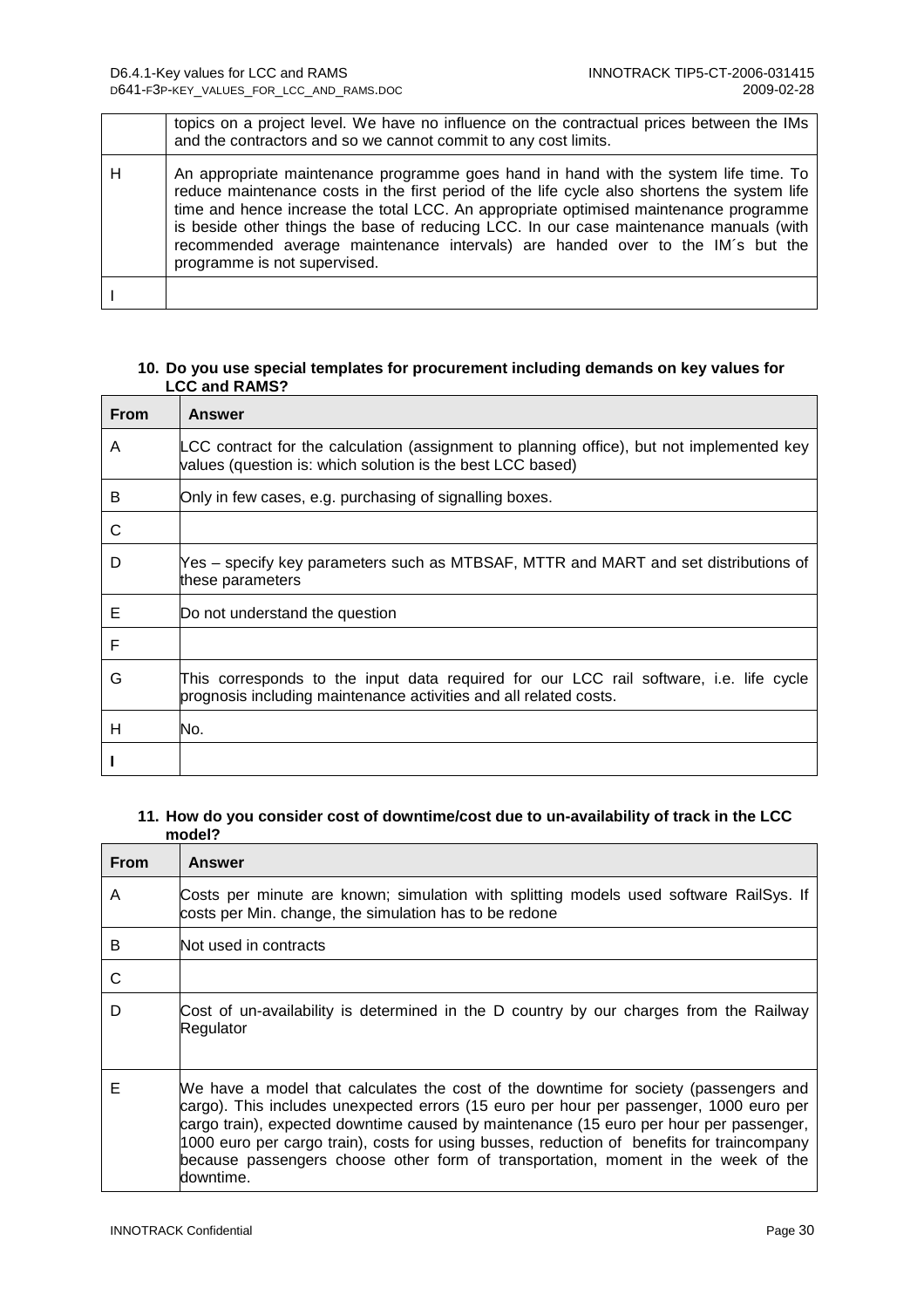| | |
|---|---|
| | topics on a project level. We have no influence on the contractual prices between the IMs and the contractors and so we cannot commit to any cost limits. |
| H | An appropriate maintenance programme goes hand in hand with the system life time. To reduce maintenance costs in the first period of the life cycle also shortens the system life time and hence increase the total LCC. An appropriate optimised maintenance programme is beside other things the base of reducing LCC. In our case maintenance manuals (with recommended average maintenance intervals) are handed over to the IM´s but the programme is not supervised. |
| I | |

#### 10. Do you use special templates for procurement including demands on key values for LCC and RAMS?

| From | Answer |
|---|---|
| A | LCC contract for the calculation (assignment to planning office), but not implemented key values (question is: which solution is the best LCC based) |
| B | Only in few cases, e.g. purchasing of signalling boxes. |
| C | |
| D | Yes – specify key parameters such as MTBSAF, MTTR and MART and set distributions of these parameters |
| E | Do not understand the question |
| F | |
| G | This corresponds to the input data required for our LCC rail software, i.e. life cycle prognosis including maintenance activities and all related costs. |
| H | No. |
| I | |

#### 11. How do you consider cost of downtime/cost due to un-availability of track in the LCC model?

| From | Answer |
|---|---|
| A | Costs per minute are known; simulation with splitting models used software RailSys. If costs per Min. change, the simulation has to be redone |
| B | Not used in contracts |
| C | |
| D | Cost of un-availability is determined in the D country by our charges from the Railway Regulator |
| E | We have a model that calculates the cost of the downtime for society (passengers and cargo). This includes unexpected errors (15 euro per hour per passenger, 1000 euro per cargo train), expected downtime caused by maintenance (15 euro per hour per passenger, 1000 euro per cargo train), costs for using busses, reduction of benefits for traincompany because passengers choose other form of transportation, moment in the week of the downtime. |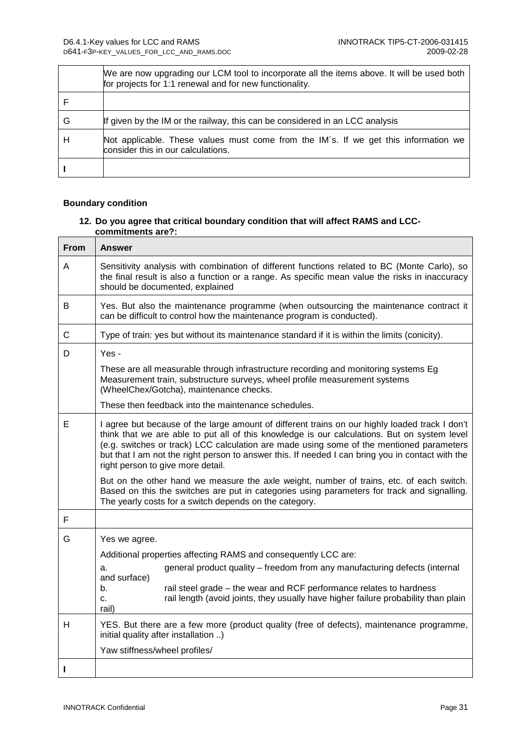| | |
|---|---|
| | We are now upgrading our LCM tool to incorporate all the items above. It will be used both for projects for 1:1 renewal and for new functionality. |
| F | |
| G | If given by the IM or the railway, this can be considered in an LCC analysis |
| H | Not applicable. These values must come from the IM´s. If we get this information we consider this in our calculations. |
| I | |

**Boundary condition**

**12. Do you agree that critical boundary condition that will affect RAMS and LCC-commitments are?:**

| From | Answer |
|---|---|
| A | Sensitivity analysis with combination of different functions related to BC (Monte Carlo), so the final result is also a function or a range. As specific mean value the risks in inaccuracy should be documented, explained |
| B | Yes. But also the maintenance programme (when outsourcing the maintenance contract it can be difficult to control how the maintenance program is conducted). |
| C | Type of train: yes but without its maintenance standard if it is within the limits (conicity). |
| D | Yes - <br><br>These are all measurable through infrastructure recording and monitoring systems Eg Measurement train, substructure surveys, wheel profile measurement systems (WheelChex/Gotcha), maintenance checks.<br><br>These then feedback into the maintenance schedules. |
| E | I agree but because of the large amount of different trains on our highly loaded track I don't think that we are able to put all of this knowledge is our calculations. But on system level (e.g. switches or track) LCC calculation are made using some of the mentioned parameters but that I am not the right person to answer this. If needed I can bring you in contact with the right person to give more detail.<br><br>But on the other hand we measure the axle weight, number of trains, etc. of each switch. Based on this the switches are put in categories using parameters for track and signalling. The yearly costs for a switch depends on the category. |
| F | |
| G | Yes we agree.<br><br>Additional properties affecting RAMS and consequently LCC are:<br>a. general product quality – freedom from any manufacturing defects (internal and surface)<br>b. rail steel grade – the wear and RCF performance relates to hardness<br>c. rail length (avoid joints, they usually have higher failure probability than plain rail) |
| H | YES. But there are a few more (product quality (free of defects), maintenance programme, initial quality after installation ..)<br><br>Yaw stiffness/wheel profiles/ |
| I | |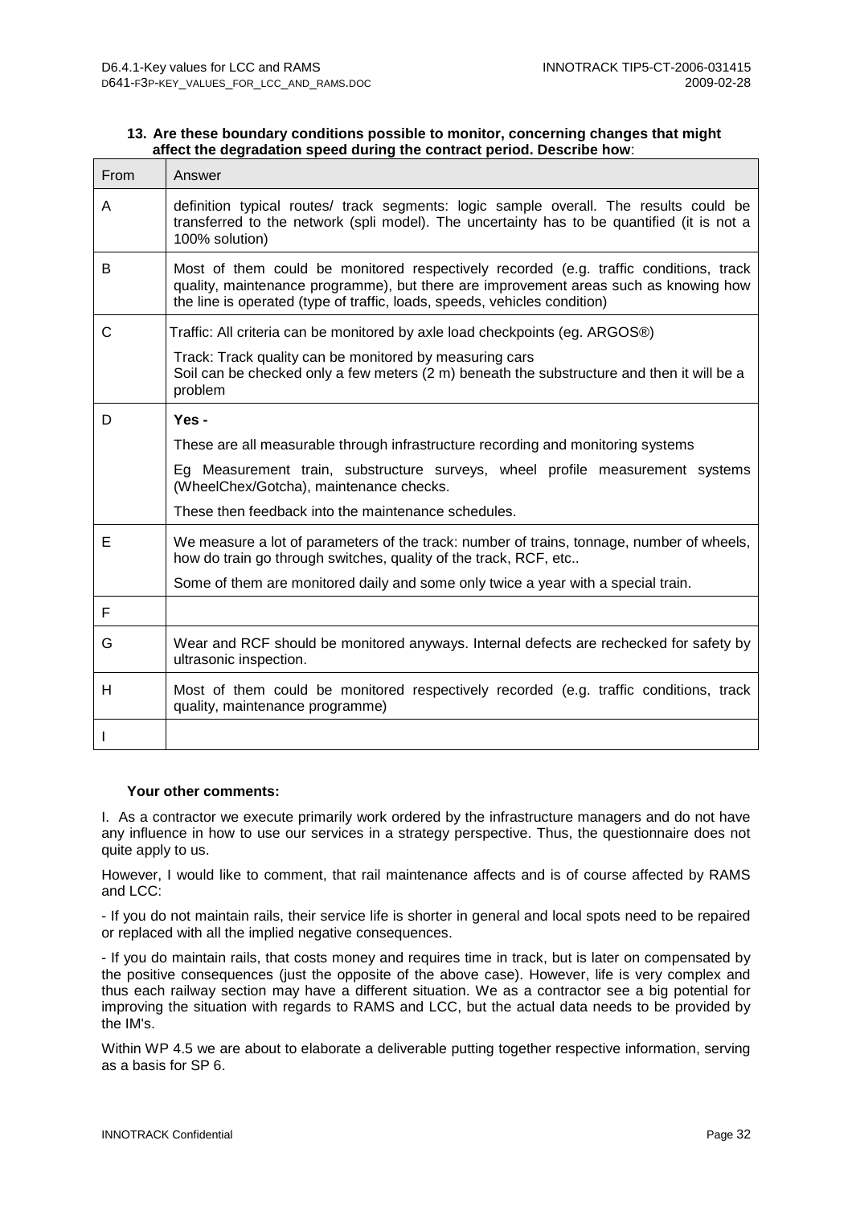**13. Are these boundary conditions possible to monitor, concerning changes that might affect the degradation speed during the contract period. Describe how**:

| From | Answer |
|---|---|
| A | definition typical routes/ track segments: logic sample overall. The results could be transferred to the network (spli model). The uncertainty has to be quantified (it is not a 100% solution) |
| B | Most of them could be monitored respectively recorded (e.g. traffic conditions, track quality, maintenance programme), but there are improvement areas such as knowing how the line is operated (type of traffic, loads, speeds, vehicles condition) |
| C | Traffic: All criteria can be monitored by axle load checkpoints (eg. ARGOS®)<br>Track: Track quality can be monitored by measuring cars<br>Soil can be checked only a few meters (2 m) beneath the substructure and then it will be a problem |
| D | **Yes -**<br>These are all measurable through infrastructure recording and monitoring systems<br>Eg Measurement train, substructure surveys, wheel profile measurement systems (WheelChex/Gotcha), maintenance checks.<br>These then feedback into the maintenance schedules. |
| E | We measure a lot of parameters of the track: number of trains, tonnage, number of wheels, how do train go through switches, quality of the track, RCF, etc..<br>Some of them are monitored daily and some only twice a year with a special train. |
| F | |
| G | Wear and RCF should be monitored anyways. Internal defects are rechecked for safety by ultrasonic inspection. |
| H | Most of them could be monitored respectively recorded (e.g. traffic conditions, track quality, maintenance programme) |
| I | |

**Your other comments:**

I. As a contractor we execute primarily work ordered by the infrastructure managers and do not have any influence in how to use our services in a strategy perspective. Thus, the questionnaire does not quite apply to us.

However, I would like to comment, that rail maintenance affects and is of course affected by RAMS and LCC:

- If you do not maintain rails, their service life is shorter in general and local spots need to be repaired or replaced with all the implied negative consequences.

- If you do maintain rails, that costs money and requires time in track, but is later on compensated by the positive consequences (just the opposite of the above case). However, life is very complex and thus each railway section may have a different situation. We as a contractor see a big potential for improving the situation with regards to RAMS and LCC, but the actual data needs to be provided by the IM's.

Within WP 4.5 we are about to elaborate a deliverable putting together respective information, serving as a basis for SP 6.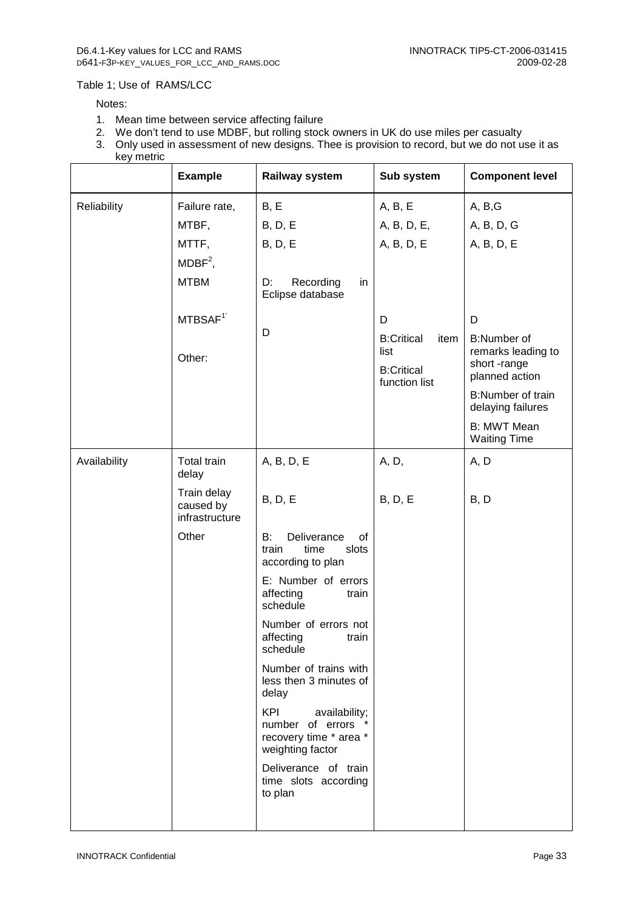Table 1; Use of RAMS/LCC

Notes:

1. Mean time between service affecting failure
2. We don't tend to use MDBF, but rolling stock owners in UK do use miles per casualty
3. Only used in assessment of new designs. Thee is provision to record, but we do not use it as key metric

| | Example | Railway system | Sub system | Component level |
|---|---|---|---|---|
| Reliability | Failure rate, | B, E | A, B, E | A, B,G |
| | MTBF, | B, D, E | A, B, D, E, | A, B, D, G |
| | MTTF, | B, D, E | A, B, D, E | A, B, D, E |
| | MDBF[2], | | | |
| | MTBM | D: Recording in Eclipse database | | |
| | MTBSAF[1] | D | D | D |
| | Other: | | B:Critical item list<br>B:Critical function list | B:Number of remarks leading to short -range planned action<br>B:Number of train delaying failures<br>B: MWT Mean Waiting Time |
| Availability | Total train delay | A, B, D, E | A, D, | A, D |
| | Train delay caused by infrastructure | B, D, E | B, D, E | B, D |
| | Other | B: Deliverance of train time slots according to plan<br>E: Number of errors affecting train schedule<br>Number of errors not affecting train schedule<br>Number of trains with less then 3 minutes of delay<br>KPI availability; number of errors * recovery time * area * weighting factor<br>Deliverance of train time slots according to plan | | |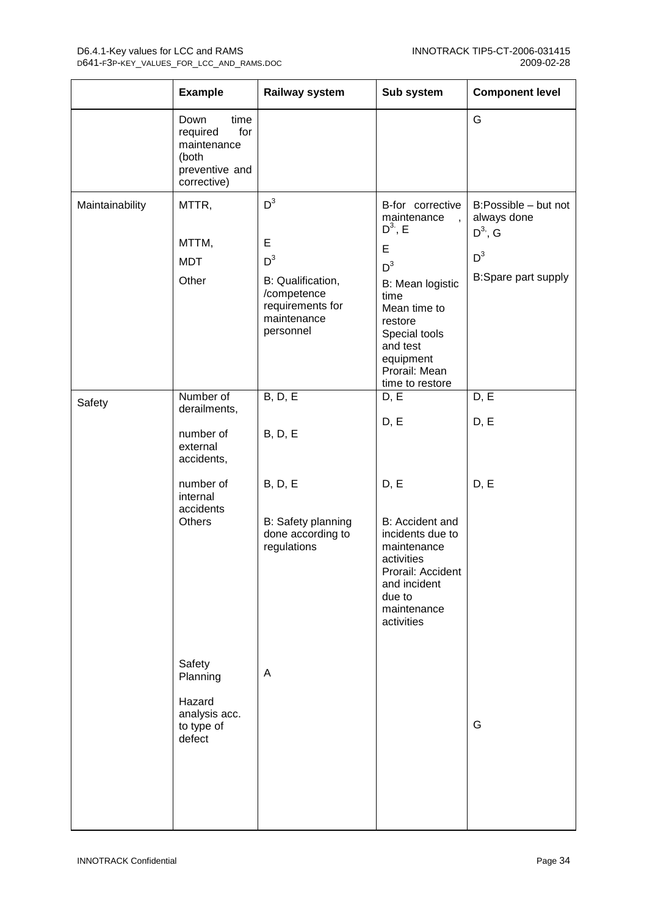| | Example | Railway system | Sub system | Component level |
|---|---|---|---|---|
| | Down time required for maintenance (both preventive and corrective) | | | G |
| Maintainability | MTTR, | $D^3$ | B-for corrective maintenance , $D^3$, E | B:Possible – but not always done $D^3$, G |
| | MTTM, | E | E | |
| | MDT | $D^3$ | $D^3$ | $D^3$ |
| | Other | B: Qualification, /competence requirements for maintenance personnel | B: Mean logistic time Mean time to restore Special tools and test equipment Prorail: Mean time to restore | B:Spare part supply |
| Safety | Number of derailments, | B, D, E | D, E | D, E |
| | number of external accidents, | B, D, E | D, E | D, E |
| | number of internal accidents | B, D, E | D, E | D, E |
| | Others | B: Safety planning done according to regulations | B: Accident and incidents due to maintenance activities Prorail: Accident and incident due to maintenance activities | |
| | Safety Planning | A | | |
| | Hazard analysis acc. to type of defect | | | G |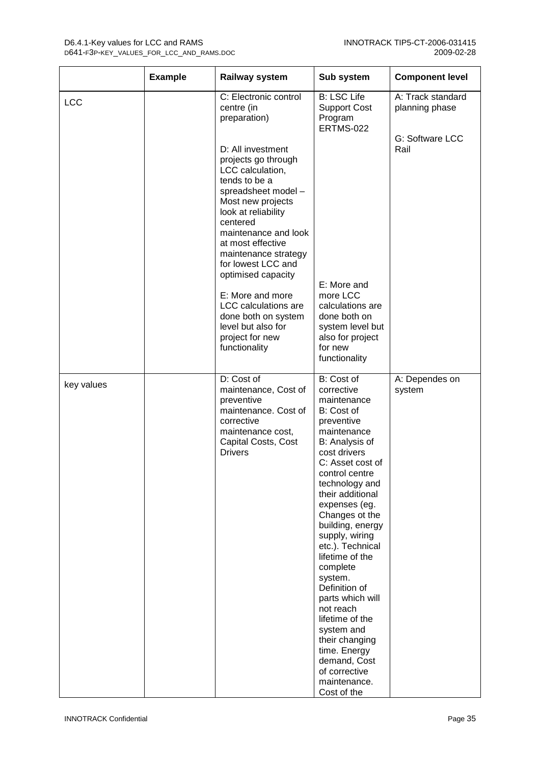| | Example | Railway system | Sub system | Component level |
|---|---|---|---|---|
| LCC | | C: Electronic control centre (in preparation)<br><br>D: All investment projects go through LCC calculation, tends to be a spreadsheet model – Most new projects look at reliability centered maintenance and look at most effective maintenance strategy for lowest LCC and optimised capacity<br><br>E: More and more LCC calculations are done both on system level but also for project for new functionality | B: LSC Life Support Cost Program ERTMS-022<br><br>E: More and more LCC calculations are done both on system level but also for project for new functionality | A: Track standard planning phase<br><br>G: Software LCC Rail |
| key values | | D: Cost of maintenance, Cost of preventive maintenance. Cost of corrective maintenance cost, Capital Costs, Cost Drivers | B: Cost of corrective maintenance<br>B: Cost of preventive maintenance<br>B: Analysis of cost drivers<br>C: Asset cost of control centre technology and their additional expenses (eg. Changes ot the building, energy supply, wiring etc.). Technical lifetime of the complete system. Definition of parts which will not reach lifetime of the system and their changing time. Energy demand, Cost of corrective maintenance. Cost of the | A: Dependes on system |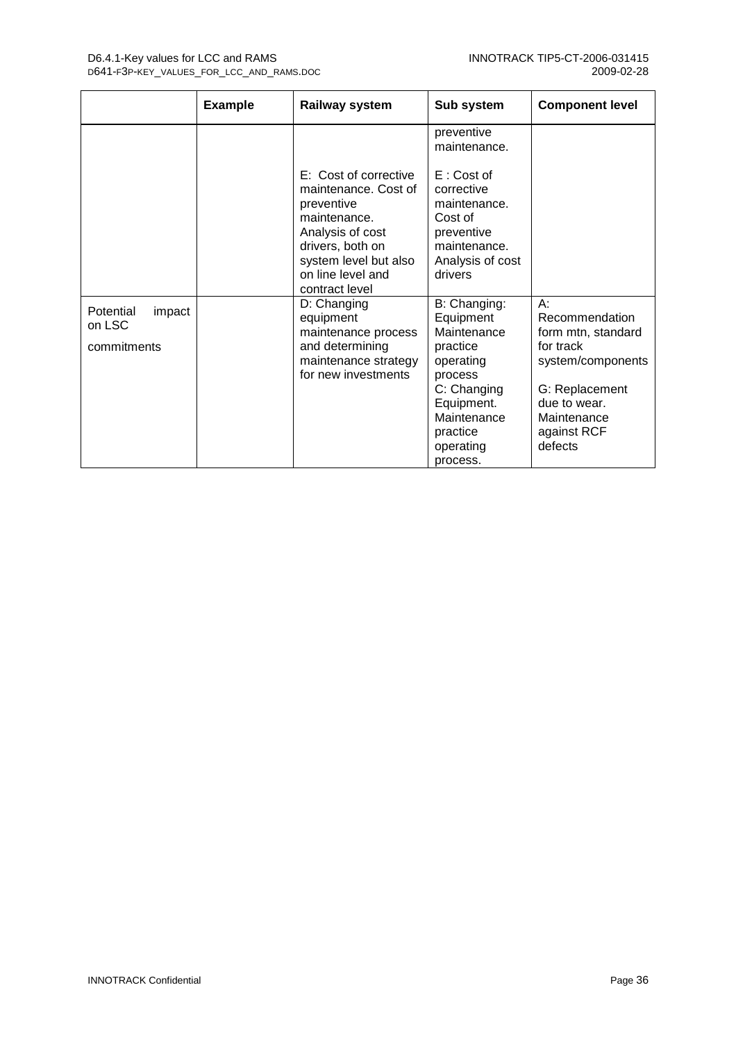| | Example | Railway system | Sub system | Component level |
|---|---|---|---|---|
| | | E: Cost of corrective maintenance. Cost of preventive maintenance. Analysis of cost drivers, both on system level but also on line level and contract level | preventive maintenance. E : Cost of corrective maintenance. Cost of preventive maintenance. Analysis of cost drivers | |
| Potential impact on LSC commitments | | D: Changing equipment maintenance process and determining maintenance strategy for new investments | B: Changing: Equipment Maintenance practice operating process C: Changing Equipment. Maintenance practice operating process. | A: Recommendation form mtn, standard for track system/components G: Replacement due to wear. Maintenance against RCF defects |